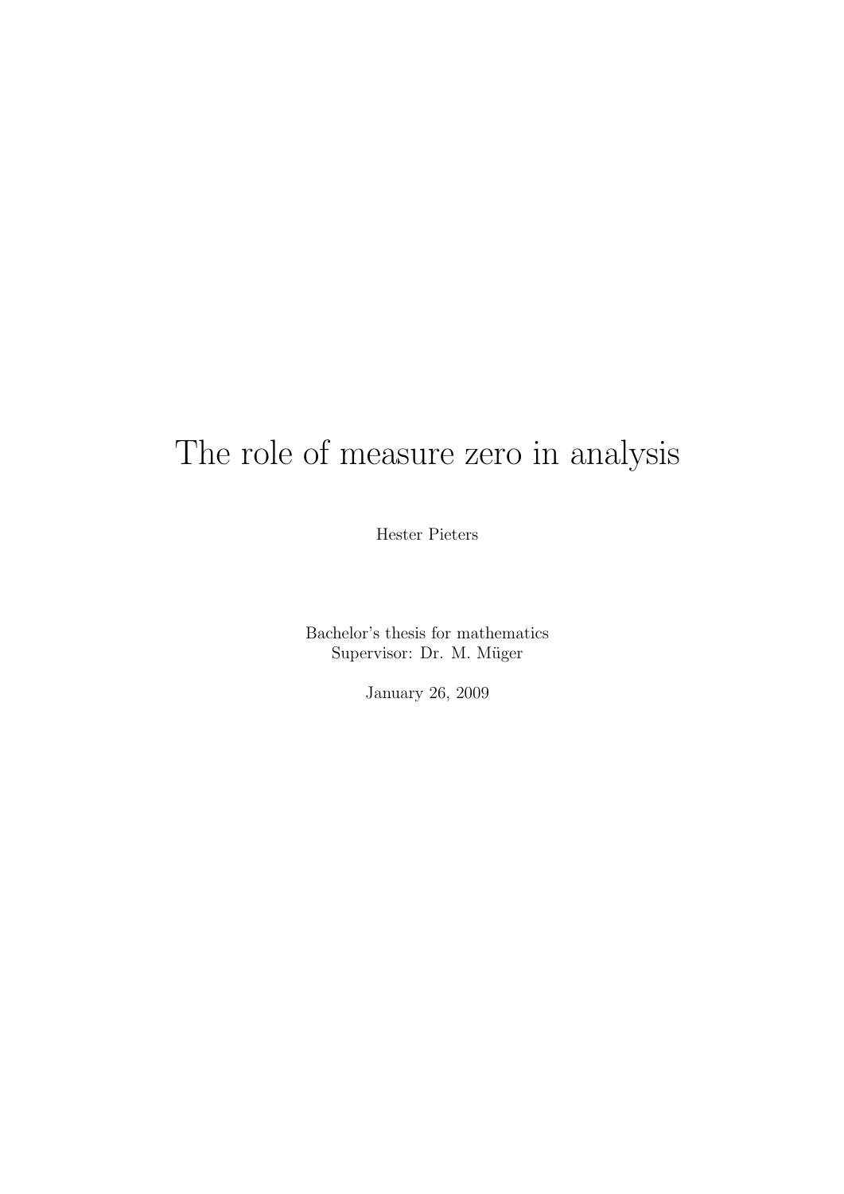# The role of measure zero in analysis

Hester Pieters

Bachelor's thesis for mathematics
Supervisor: Dr. M. Müger

January 26, 2009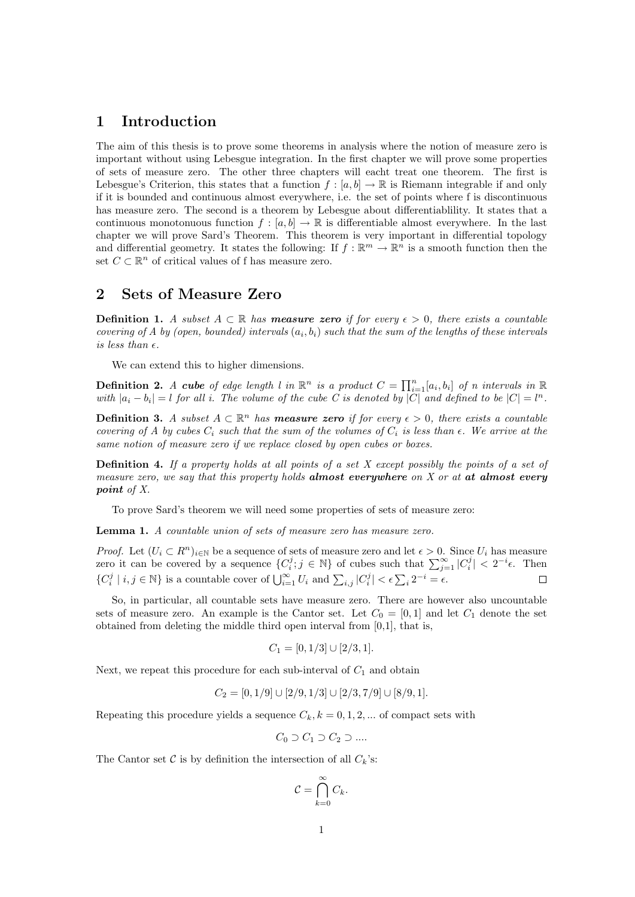# 1 Introduction

The aim of this thesis is to prove some theorems in analysis where the notion of measure zero is important without using Lebesgue integration. In the first chapter we will prove some properties of sets of measure zero. The other three chapters will eacht treat one theorem. The first is Lebesgue's Criterion, this states that a function $f : [a, b] \to \mathbb{R}$ is Riemann integrable if and only if it is bounded and continuous almost everywhere, i.e. the set of points where f is discontinuous has measure zero. The second is a theorem by Lebesgue about differentiablility. It states that a continuous monotonuous function $f : [a, b] \to \mathbb{R}$ is differentiable almost everywhere. In the last chapter we will prove Sard's Theorem. This theorem is very important in differential topology and differential geometry. It states the following: If $f : \mathbb{R}^m \to \mathbb{R}^n$ is a smooth function then the set $C \subset \mathbb{R}^n$ of critical values of f has measure zero.

# 2 Sets of Measure Zero

**Definition 1.** *A subset $A \subset \mathbb{R}$ has* ***measure zero*** *if for every $\epsilon > 0$, there exists a countable covering of A by (open, bounded) intervals $(a_i, b_i)$ such that the sum of the lengths of these intervals is less than $\epsilon$.*

We can extend this to higher dimensions.

**Definition 2.** *A* ***cube*** *of edge length $l$ in $\mathbb{R}^n$ is a product $C = \prod_{i=1}^{n}[a_i, b_i]$ of $n$ intervals in $\mathbb{R}$ with $|a_i - b_i| = l$ for all $i$. The volume of the cube $C$ is denoted by $|C|$ and defined to be $|C| = l^n$.*

**Definition 3.** *A subset $A \subset \mathbb{R}^n$ has* ***measure zero*** *if for every $\epsilon > 0$, there exists a countable covering of A by cubes $C_i$ such that the sum of the volumes of $C_i$ is less than $\epsilon$. We arrive at the same notion of measure zero if we replace closed by open cubes or boxes.*

**Definition 4.** *If a property holds at all points of a set X except possibly the points of a set of measure zero, we say that this property holds* ***almost everywhere*** *on X or at* ***at almost every point*** *of X.*

To prove Sard's theorem we will need some properties of sets of measure zero:

**Lemma 1.** *A countable union of sets of measure zero has measure zero.*

*Proof.* Let $(U_i \subset R^n)_{i \in \mathbb{N}}$ be a sequence of sets of measure zero and let $\epsilon > 0$. Since $U_i$ has measure zero it can be covered by a sequence $\{C_i^j; j \in \mathbb{N}\}$ of cubes such that $\sum_{j=1}^{\infty} |C_i^j| < 2^{-i}\epsilon$. Then $\{C_i^j \mid i, j \in \mathbb{N}\}$ is a countable cover of $\bigcup_{i=1}^{\infty} U_i$ and $\sum_{i,j} |C_i^j| < \epsilon \sum_i 2^{-i} = \epsilon$. $\square$

So, in particular, all countable sets have measure zero. There are however also uncountable sets of measure zero. An example is the Cantor set. Let $C_0 = [0, 1]$ and let $C_1$ denote the set obtained from deleting the middle third open interval from [0,1], that is,

$$C_1 = [0, 1/3] \cup [2/3, 1].$$

Next, we repeat this procedure for each sub-interval of $C_1$ and obtain

$$C_2 = [0, 1/9] \cup [2/9, 1/3] \cup [2/3, 7/9] \cup [8/9, 1].$$

Repeating this procedure yields a sequence $C_k, k = 0, 1, 2, ...$ of compact sets with

$$C_0 \supset C_1 \supset C_2 \supset ....$$

The Cantor set $\mathcal{C}$ is by definition the intersection of all $C_k$'s:

$$\mathcal{C} = \bigcap_{k=0}^{\infty} C_k.$$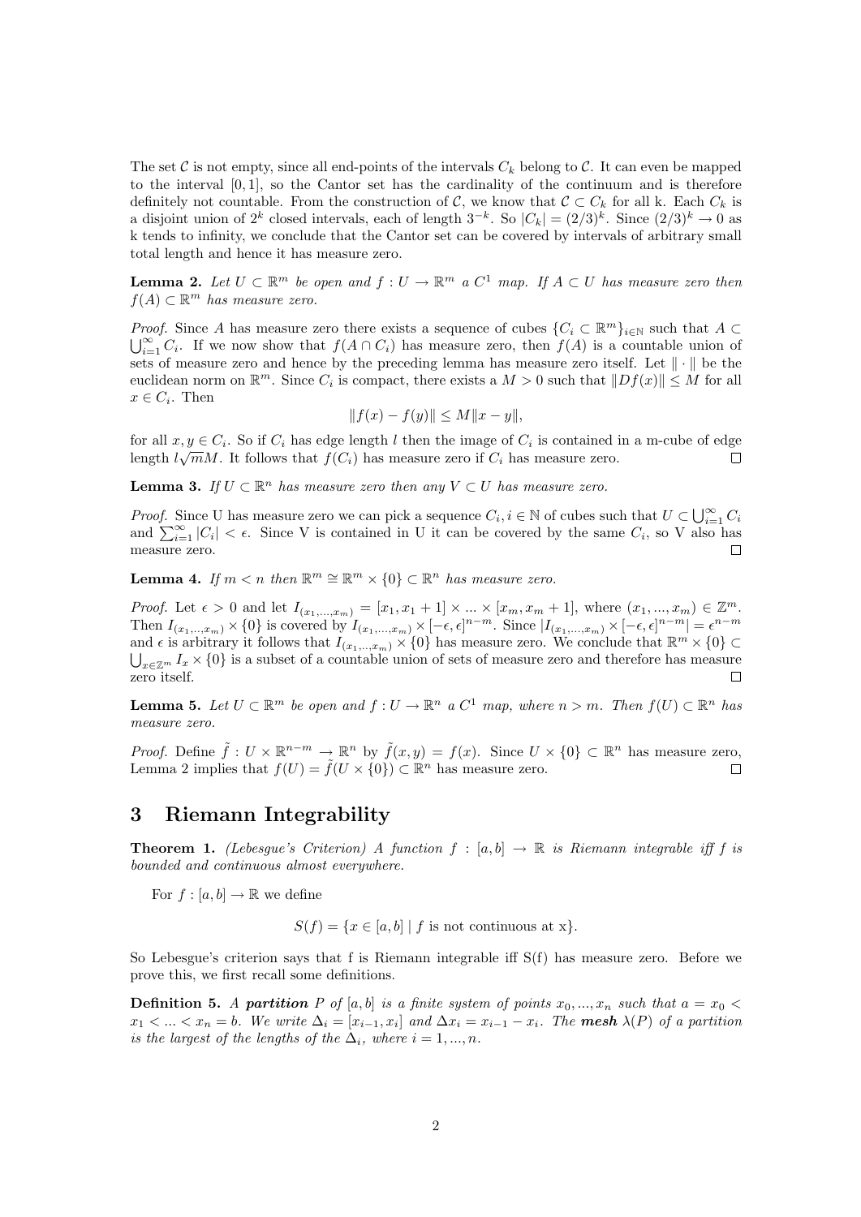The set $\mathcal{C}$ is not empty, since all end-points of the intervals $C_k$ belong to $\mathcal{C}$. It can even be mapped to the interval $[0, 1]$, so the Cantor set has the cardinality of the continuum and is therefore definitely not countable. From the construction of $\mathcal{C}$, we know that $\mathcal{C} \subset C_k$ for all k. Each $C_k$ is a disjoint union of $2^k$ closed intervals, each of length $3^{-k}$. So $|C_k| = (2/3)^k$. Since $(2/3)^k \to 0$ as k tends to infinity, we conclude that the Cantor set can be covered by intervals of arbitrary small total length and hence it has measure zero.

**Lemma 2.** *Let $U \subset \mathbb{R}^m$ be open and $f : U \to \mathbb{R}^m$ a $C^1$ map. If $A \subset U$ has measure zero then $f(A) \subset \mathbb{R}^m$ has measure zero.*

*Proof.* Since $A$ has measure zero there exists a sequence of cubes $\{C_i \subset \mathbb{R}^m\}_{i \in \mathbb{N}}$ such that $A \subset \bigcup_{i=1}^{\infty} C_i$. If we now show that $f(A \cap C_i)$ has measure zero, then $f(A)$ is a countable union of sets of measure zero and hence by the preceding lemma has measure zero itself. Let $\| \cdot \|$ be the euclidean norm on $\mathbb{R}^m$. Since $C_i$ is compact, there exists a $M > 0$ such that $\|Df(x)\| \leq M$ for all $x \in C_i$. Then

$$\|f(x) - f(y)\| \leq M\|x - y\|,$$

for all $x, y \in C_i$. So if $C_i$ has edge length $l$ then the image of $C_i$ is contained in a m-cube of edge length $l\sqrt{m}M$. It follows that $f(C_i)$ has measure zero if $C_i$ has measure zero. □

**Lemma 3.** *If $U \subset \mathbb{R}^n$ has measure zero then any $V \subset U$ has measure zero.*

*Proof.* Since U has measure zero we can pick a sequence $C_i, i \in \mathbb{N}$ of cubes such that $U \subset \bigcup_{i=1}^{\infty} C_i$ and $\sum_{i=1}^{\infty} |C_i| < \epsilon$. Since V is contained in U it can be covered by the same $C_i$, so V also has measure zero. □

**Lemma 4.** *If $m < n$ then $\mathbb{R}^m \cong \mathbb{R}^m \times \{0\} \subset \mathbb{R}^n$ has measure zero.*

*Proof.* Let $\epsilon > 0$ and let $I_{(x_1,...,x_m)} = [x_1, x_1 + 1] \times ... \times [x_m, x_m + 1]$, where $(x_1, ..., x_m) \in \mathbb{Z}^m$. Then $I_{(x_1,..,x_m)} \times \{0\}$ is covered by $I_{(x_1,...,x_m)} \times [-\epsilon, \epsilon]^{n-m}$. Since $|I_{(x_1,...,x_m)} \times [-\epsilon, \epsilon]^{n-m}| = \epsilon^{n-m}$ and $\epsilon$ is arbitrary it follows that $I_{(x_1,..,x_m)} \times \{0\}$ has measure zero. We conclude that $\mathbb{R}^m \times \{0\} \subset \bigcup_{x \in \mathbb{Z}^m} I_x \times \{0\}$ is a subset of a countable union of sets of measure zero and therefore has measure zero itself. □

**Lemma 5.** *Let $U \subset \mathbb{R}^m$ be open and $f : U \to \mathbb{R}^n$ a $C^1$ map, where $n > m$. Then $f(U) \subset \mathbb{R}^n$ has measure zero.*

*Proof.* Define $\tilde{f} : U \times \mathbb{R}^{n-m} \to \mathbb{R}^n$ by $\tilde{f}(x, y) = f(x)$. Since $U \times \{0\} \subset \mathbb{R}^n$ has measure zero, Lemma 2 implies that $f(U) = \tilde{f}(U \times \{0\}) \subset \mathbb{R}^n$ has measure zero. □

## 3 Riemann Integrability

**Theorem 1.** *(Lebesgue's Criterion) A function $f : [a, b] \to \mathbb{R}$ is Riemann integrable iff f is bounded and continuous almost everywhere.*

For $f : [a, b] \to \mathbb{R}$ we define

$$S(f) = \{x \in [a, b] \mid f \text{ is not continuous at x}\}.$$

So Lebesgue's criterion says that f is Riemann integrable iff S(f) has measure zero. Before we prove this, we first recall some definitions.

**Definition 5.** *A* ***partition*** *$P$ of $[a, b]$ is a finite system of points $x_0, ..., x_n$ such that $a = x_0 < x_1 < ... < x_n = b$. We write $\Delta_i = [x_{i-1}, x_i]$ and $\Delta x_i = x_{i-1} - x_i$. The* ***mesh*** *$\lambda(P)$ of a partition is the largest of the lengths of the $\Delta_i$, where $i = 1, ..., n$.*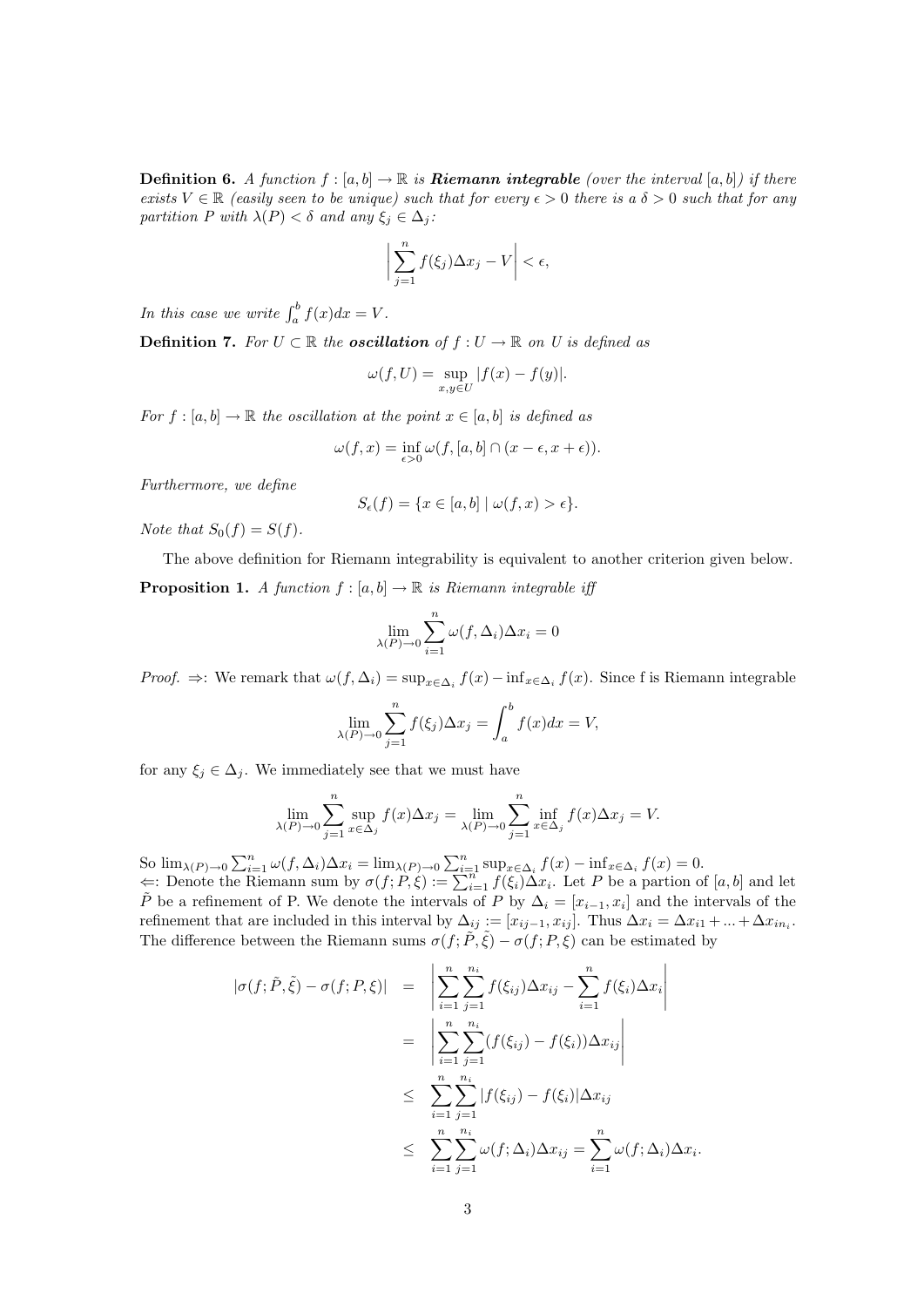**Definition 6.** *A function $f : [a,b] \to \mathbb{R}$ is* ***Riemann integrable*** *(over the interval $[a,b]$) if there exists $V \in \mathbb{R}$ (easily seen to be unique) such that for every $\epsilon > 0$ there is a $\delta > 0$ such that for any partition $P$ with $\lambda(P) < \delta$ and any $\xi_j \in \Delta_j$:*

$$\left| \sum_{j=1}^{n} f(\xi_j)\Delta x_j - V \right| < \epsilon,$$

*In this case we write $\int_a^b f(x)dx = V$.*

**Definition 7.** *For $U \subset \mathbb{R}$ the* ***oscillation*** *of $f : U \to \mathbb{R}$ on $U$ is defined as*

$$\omega(f, U) = \sup_{x,y \in U} |f(x) - f(y)|.$$

*For $f : [a,b] \to \mathbb{R}$ the oscillation at the point $x \in [a,b]$ is defined as*

$$\omega(f, x) = \inf_{\epsilon > 0} \omega(f, [a,b] \cap (x - \epsilon, x + \epsilon)).$$

*Furthermore, we define*

$$S_\epsilon(f) = \{x \in [a,b] \mid \omega(f,x) > \epsilon\}.$$

*Note that $S_0(f) = S(f)$.*

The above definition for Riemann integrability is equivalent to another criterion given below.

**Proposition 1.** *A function $f : [a,b] \to \mathbb{R}$ is Riemann integrable iff*

$$\lim_{\lambda(P) \to 0} \sum_{i=1}^{n} \omega(f, \Delta_i)\Delta x_i = 0$$

*Proof.* $\Rightarrow$: We remark that $\omega(f, \Delta_i) = \sup_{x \in \Delta_i} f(x) - \inf_{x \in \Delta_i} f(x)$. Since f is Riemann integrable

$$\lim_{\lambda(P) \to 0} \sum_{j=1}^{n} f(\xi_j)\Delta x_j = \int_a^b f(x)dx = V,$$

for any $\xi_j \in \Delta_j$. We immediately see that we must have

$$\lim_{\lambda(P) \to 0} \sum_{j=1}^{n} \sup_{x \in \Delta_j} f(x)\Delta x_j = \lim_{\lambda(P) \to 0} \sum_{j=1}^{n} \inf_{x \in \Delta_j} f(x)\Delta x_j = V.$$

So $\lim_{\lambda(P) \to 0} \sum_{i=1}^{n} \omega(f, \Delta_i)\Delta x_i = \lim_{\lambda(P) \to 0} \sum_{i=1}^{n} \sup_{x \in \Delta_i} f(x) - \inf_{x \in \Delta_i} f(x) = 0$.

$\Leftarrow$: Denote the Riemann sum by $\sigma(f; P, \xi) := \sum_{i=1}^{n} f(\xi_i)\Delta x_i$. Let $P$ be a partion of $[a,b]$ and let $\tilde{P}$ be a refinement of P. We denote the intervals of $P$ by $\Delta_i = [x_{i-1}, x_i]$ and the intervals of the refinement that are included in this interval by $\Delta_{ij} := [x_{ij-1}, x_{ij}]$. Thus $\Delta x_i = \Delta x_{i1} + ... + \Delta x_{in_i}$. The difference between the Riemann sums $\sigma(f; \tilde{P}, \tilde{\xi}) - \sigma(f; P, \xi)$ can be estimated by

$$\begin{aligned}
|\sigma(f; \tilde{P}, \tilde{\xi}) - \sigma(f; P, \xi)| &= \left| \sum_{i=1}^{n} \sum_{j=1}^{n_i} f(\xi_{ij})\Delta x_{ij} - \sum_{i=1}^{n} f(\xi_i)\Delta x_i \right| \\
&= \left| \sum_{i=1}^{n} \sum_{j=1}^{n_i} (f(\xi_{ij}) - f(\xi_i))\Delta x_{ij} \right| \\
&\leq \sum_{i=1}^{n} \sum_{j=1}^{n_i} |f(\xi_{ij}) - f(\xi_i)|\Delta x_{ij} \\
&\leq \sum_{i=1}^{n} \sum_{j=1}^{n_i} \omega(f; \Delta_i)\Delta x_{ij} = \sum_{i=1}^{n} \omega(f; \Delta_i)\Delta x_i.
\end{aligned}$$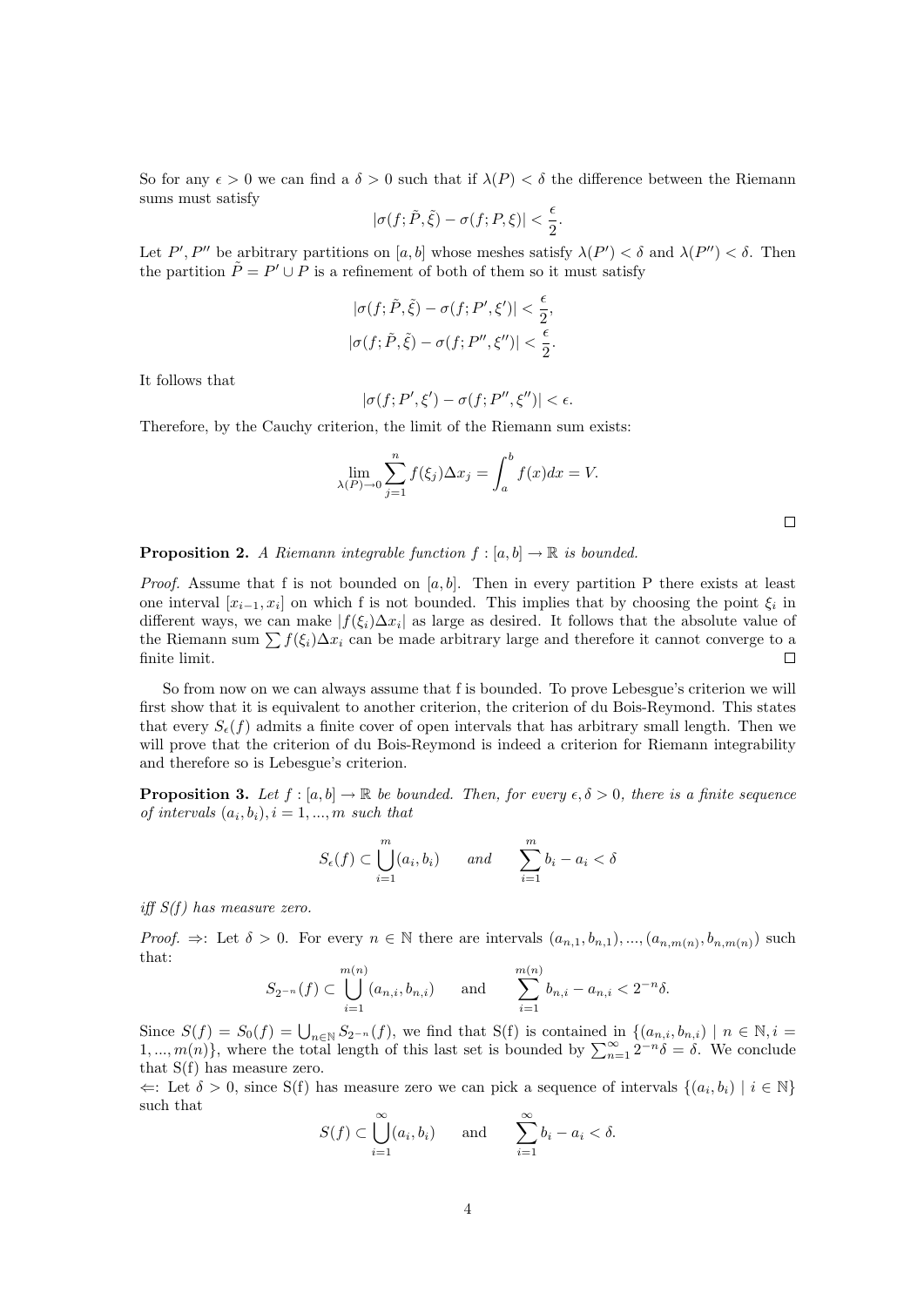So for any $\epsilon > 0$ we can find a $\delta > 0$ such that if $\lambda(P) < \delta$ the difference between the Riemann sums must satisfy

$$|\sigma(f; \tilde{P}, \tilde{\xi}) - \sigma(f; P, \xi)| < \frac{\epsilon}{2}.$$

Let $P', P''$ be arbitrary partitions on $[a, b]$ whose meshes satisfy $\lambda(P') < \delta$ and $\lambda(P'') < \delta$. Then the partition $\tilde{P} = P' \cup P$ is a refinement of both of them so it must satisfy

$$|\sigma(f; \tilde{P}, \tilde{\xi}) - \sigma(f; P', \xi')| < \frac{\epsilon}{2},$$
$$|\sigma(f; \tilde{P}, \tilde{\xi}) - \sigma(f; P'', \xi'')| < \frac{\epsilon}{2}.$$

It follows that

$$|\sigma(f; P', \xi') - \sigma(f; P'', \xi'')| < \epsilon.$$

Therefore, by the Cauchy criterion, the limit of the Riemann sum exists:

$$\lim_{\lambda(P) \to 0} \sum_{j=1}^{n} f(\xi_j)\Delta x_j = \int_a^b f(x)dx = V.$$

□

**Proposition 2.** *A Riemann integrable function $f : [a, b] \to \mathbb{R}$ is bounded.*

*Proof.* Assume that f is not bounded on $[a, b]$. Then in every partition P there exists at least one interval $[x_{i-1}, x_i]$ on which f is not bounded. This implies that by choosing the point $\xi_i$ in different ways, we can make $|f(\xi_i)\Delta x_i|$ as large as desired. It follows that the absolute value of the Riemann sum $\sum f(\xi_i)\Delta x_i$ can be made arbitrary large and therefore it cannot converge to a finite limit. □

So from now on we can always assume that f is bounded. To prove Lebesgue's criterion we will first show that it is equivalent to another criterion, the criterion of du Bois-Reymond. This states that every $S_\epsilon(f)$ admits a finite cover of open intervals that has arbitrary small length. Then we will prove that the criterion of du Bois-Reymond is indeed a criterion for Riemann integrability and therefore so is Lebesgue's criterion.

**Proposition 3.** *Let $f : [a, b] \to \mathbb{R}$ be bounded. Then, for every $\epsilon, \delta > 0$, there is a finite sequence of intervals $(a_i, b_i), i = 1, ..., m$ such that*

$$S_\epsilon(f) \subset \bigcup_{i=1}^{m}(a_i, b_i) \qquad \text{and} \qquad \sum_{i=1}^{m} b_i - a_i < \delta$$

*iff S(f) has measure zero.*

*Proof.* $\Rightarrow$: Let $\delta > 0$. For every $n \in \mathbb{N}$ there are intervals $(a_{n,1}, b_{n,1}), ..., (a_{n,m(n)}, b_{n,m(n)})$ such that:

$$S_{2^{-n}}(f) \subset \bigcup_{i=1}^{m(n)}(a_{n,i}, b_{n,i}) \qquad \text{and} \qquad \sum_{i=1}^{m(n)} b_{n,i} - a_{n,i} < 2^{-n}\delta.$$

Since $S(f) = S_0(f) = \bigcup_{n\in\mathbb{N}} S_{2^{-n}}(f)$, we find that S(f) is contained in $\{(a_{n,i}, b_{n,i}) \mid n \in \mathbb{N}, i = 1, ..., m(n)\}$, where the total length of this last set is bounded by $\sum_{n=1}^{\infty} 2^{-n}\delta = \delta$. We conclude that S(f) has measure zero.

$\Leftarrow$: Let $\delta > 0$, since S(f) has measure zero we can pick a sequence of intervals $\{(a_i, b_i) \mid i \in \mathbb{N}\}$ such that

$$S(f) \subset \bigcup_{i=1}^{\infty}(a_i, b_i) \qquad \text{and} \qquad \sum_{i=1}^{\infty} b_i - a_i < \delta.$$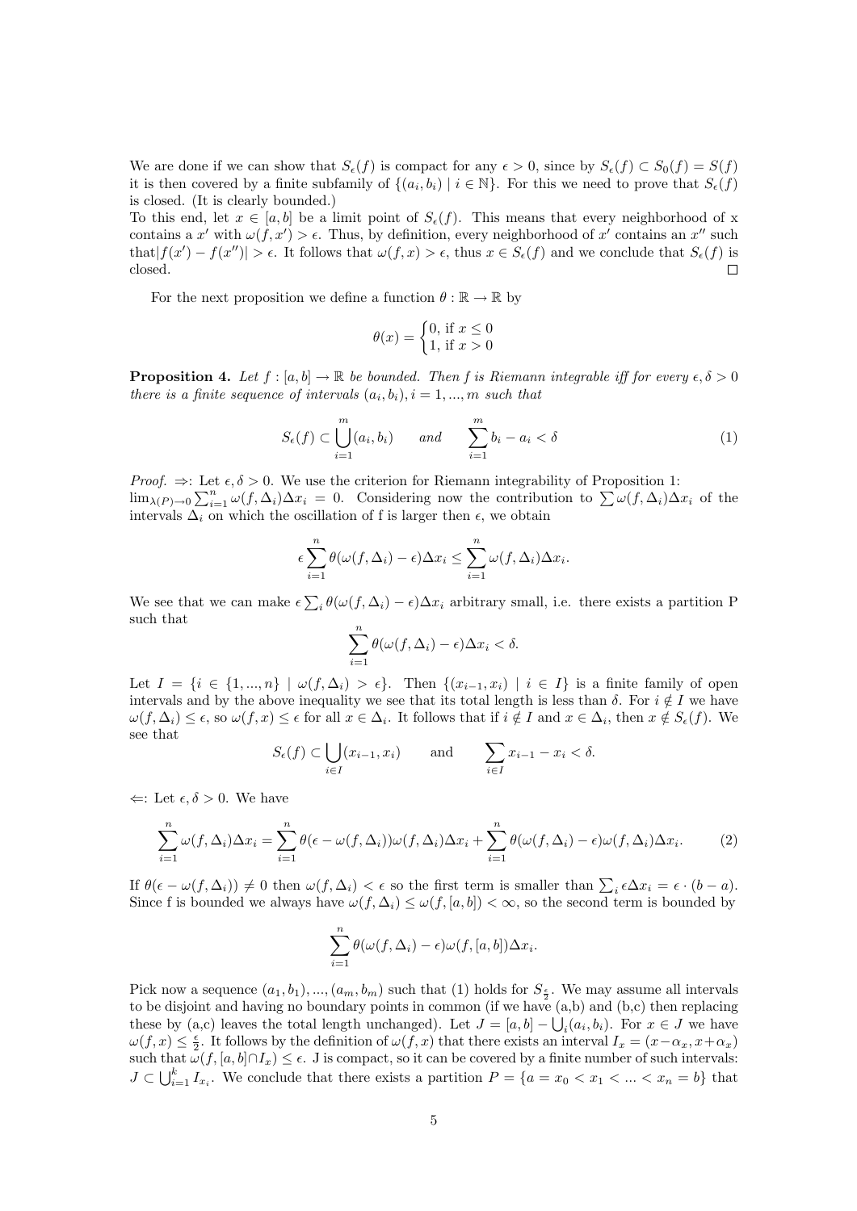We are done if we can show that $S_\epsilon(f)$ is compact for any $\epsilon > 0$, since by $S_\epsilon(f) \subset S_0(f) = S(f)$ it is then covered by a finite subfamily of $\{(a_i, b_i) \mid i \in \mathbb{N}\}$. For this we need to prove that $S_\epsilon(f)$ is closed. (It is clearly bounded.)

To this end, let $x \in [a, b]$ be a limit point of $S_\epsilon(f)$. This means that every neighborhood of x contains a $x'$ with $\omega(f, x') > \epsilon$. Thus, by definition, every neighborhood of $x'$ contains an $x''$ such that$|f(x') - f(x'')| > \epsilon$. It follows that $\omega(f, x) > \epsilon$, thus $x \in S_\epsilon(f)$ and we conclude that $S_\epsilon(f)$ is closed. ∎

For the next proposition we define a function $\theta : \mathbb{R} \to \mathbb{R}$ by

$$\theta(x) = \begin{cases} 0, \text{ if } x \leq 0 \\ 1, \text{ if } x > 0 \end{cases}$$

**Proposition 4.** *Let $f : [a, b] \to \mathbb{R}$ be bounded. Then f is Riemann integrable iff for every $\epsilon, \delta > 0$ there is a finite sequence of intervals $(a_i, b_i), i = 1, ..., m$ such that*

$$S_\epsilon(f) \subset \bigcup_{i=1}^{m} (a_i, b_i) \qquad \text{and} \qquad \sum_{i=1}^{m} b_i - a_i < \delta \tag{1}$$

*Proof.* $\Rightarrow$: Let $\epsilon, \delta > 0$. We use the criterion for Riemann integrability of Proposition 1: $\lim_{\lambda(P)\to 0} \sum_{i=1}^{n} \omega(f, \Delta_i)\Delta x_i = 0$. Considering now the contribution to $\sum \omega(f, \Delta_i)\Delta x_i$ of the intervals $\Delta_i$ on which the oscillation of f is larger then $\epsilon$, we obtain

$$\epsilon \sum_{i=1}^{n} \theta(\omega(f, \Delta_i) - \epsilon)\Delta x_i \leq \sum_{i=1}^{n} \omega(f, \Delta_i)\Delta x_i.$$

We see that we can make $\epsilon \sum_i \theta(\omega(f, \Delta_i) - \epsilon)\Delta x_i$ arbitrary small, i.e. there exists a partition P such that

$$\sum_{i=1}^{n} \theta(\omega(f, \Delta_i) - \epsilon)\Delta x_i < \delta.$$

Let $I = \{i \in \{1, ..., n\} \mid \omega(f, \Delta_i) > \epsilon\}$. Then $\{(x_{i-1}, x_i) \mid i \in I\}$ is a finite family of open intervals and by the above inequality we see that its total length is less than $\delta$. For $i \notin I$ we have $\omega(f, \Delta_i) \leq \epsilon$, so $\omega(f, x) \leq \epsilon$ for all $x \in \Delta_i$. It follows that if $i \notin I$ and $x \in \Delta_i$, then $x \notin S_\epsilon(f)$. We see that

$$S_\epsilon(f) \subset \bigcup_{i \in I} (x_{i-1}, x_i) \qquad \text{and} \qquad \sum_{i \in I} x_{i-1} - x_i < \delta.$$

$\Leftarrow$: Let $\epsilon, \delta > 0$. We have

$$\sum_{i=1}^{n} \omega(f, \Delta_i)\Delta x_i = \sum_{i=1}^{n} \theta(\epsilon - \omega(f, \Delta_i))\omega(f, \Delta_i)\Delta x_i + \sum_{i=1}^{n} \theta(\omega(f, \Delta_i) - \epsilon)\omega(f, \Delta_i)\Delta x_i. \tag{2}$$

If $\theta(\epsilon - \omega(f, \Delta_i)) \neq 0$ then $\omega(f, \Delta_i) < \epsilon$ so the first term is smaller than $\sum_i \epsilon \Delta x_i = \epsilon \cdot (b - a)$. Since f is bounded we always have $\omega(f, \Delta_i) \leq \omega(f, [a, b]) < \infty$, so the second term is bounded by

$$\sum_{i=1}^{n} \theta(\omega(f, \Delta_i) - \epsilon)\omega(f, [a, b])\Delta x_i.$$

Pick now a sequence $(a_1, b_1), ..., (a_m, b_m)$ such that (1) holds for $S_{\frac{\epsilon}{2}}$. We may assume all intervals to be disjoint and having no boundary points in common (if we have (a,b) and (b,c) then replacing these by (a,c) leaves the total length unchanged). Let $J = [a, b] - \bigcup_i (a_i, b_i)$. For $x \in J$ we have $\omega(f, x) \leq \frac{\epsilon}{2}$. It follows by the definition of $\omega(f, x)$ that there exists an interval $I_x = (x - \alpha_x, x + \alpha_x)$ such that $\omega(f, [a, b] \cap I_x) \leq \epsilon$. J is compact, so it can be covered by a finite number of such intervals: $J \subset \bigcup_{i=1}^{k} I_{x_i}$. We conclude that there exists a partition $P = \{a = x_0 < x_1 < ... < x_n = b\}$ that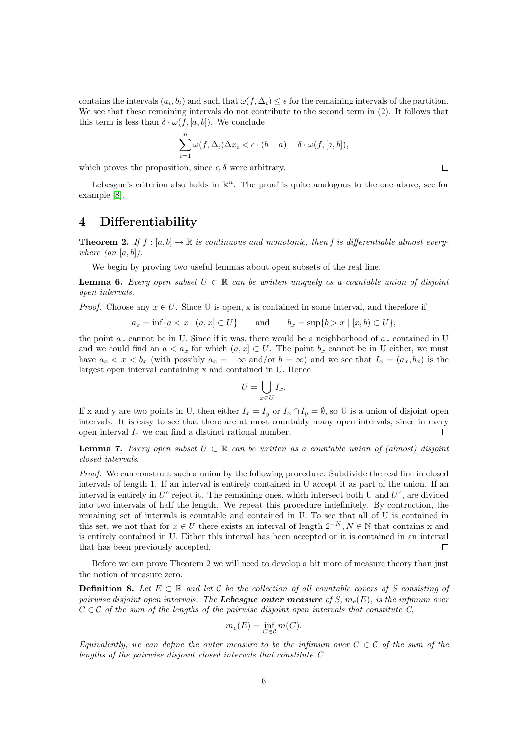contains the intervals $(a_i, b_i)$ and such that $\omega(f, \Delta_i) \le \epsilon$ for the remaining intervals of the partition. We see that these remaining intervals do not contribute to the second term in (2). It follows that this term is less than $\delta \cdot \omega(f, [a, b])$. We conclude

$$\sum_{i=1}^{n} \omega(f, \Delta_i)\Delta x_i < \epsilon \cdot (b - a) + \delta \cdot \omega(f, [a, b]),$$

which proves the proposition, since $\epsilon, \delta$ were arbitrary. ∎

Lebesgue's criterion also holds in $\mathbb{R}^n$. The proof is quite analogous to the one above, see for example [8].

# 4 Differentiability

**Theorem 2.** *If $f : [a, b] \to \mathbb{R}$ is continuous and monotonic, then f is differentiable almost everywhere (on $[a, b]$).*

We begin by proving two useful lemmas about open subsets of the real line.

**Lemma 6.** *Every open subset $U \subset \mathbb{R}$ can be written uniquely as a countable union of disjoint open intervals.*

*Proof.* Choose any $x \in U$. Since U is open, x is contained in some interval, and therefore if

$$a_x = \inf\{a < x \mid (a, x] \subset U\} \qquad \text{and} \qquad b_x = \sup\{b > x \mid [x, b) \subset U\},$$

the point $a_x$ cannot be in U. Since if it was, there would be a neighborhood of $a_x$ contained in U and we could find an $a < a_x$ for which $(a, x] \subset U$. The point $b_x$ cannot be in U either, we must have $a_x < x < b_x$ (with possibly $a_x = -\infty$ and/or $b = \infty$) and we see that $I_x = (a_x, b_x)$ is the largest open interval containing x and contained in U. Hence

$$U = \bigcup_{x \in U} I_x.$$

If x and y are two points in U, then either $I_x = I_y$ or $I_x \cap I_y = \emptyset$, so U is a union of disjoint open intervals. It is easy to see that there are at most countably many open intervals, since in every open interval $I_x$ we can find a distinct rational number. ∎

**Lemma 7.** *Every open subset $U \subset \mathbb{R}$ can be written as a countable union of (almost) disjoint closed intervals.*

*Proof.* We can construct such a union by the following procedure. Subdivide the real line in closed intervals of length 1. If an interval is entirely contained in U accept it as part of the union. If an interval is entirely in $U^c$ reject it. The remaining ones, which intersect both U and $U^c$, are divided into two intervals of half the length. We repeat this procedure indefinitely. By contruction, the remaining set of intervals is countable and contained in U. To see that all of U is contained in this set, we not that for $x \in U$ there exists an interval of length $2^{-N}, N \in \mathbb{N}$ that contains x and is entirely contained in U. Either this interval has been accepted or it is contained in an interval that has been previously accepted. ∎

Before we can prove Theorem 2 we will need to develop a bit more of measure theory than just the notion of measure zero.

**Definition 8.** *Let $E \subset \mathbb{R}$ and let $\mathcal{C}$ be the collection of all countable covers of S consisting of pairwise disjoint open intervals. The **Lebesgue outer measure** of S, $m_e(E)$, is the infimum over $C \in \mathcal{C}$ of the sum of the lengths of the pairwise disjoint open intervals that constitute C,*

$$m_e(E) = \inf_{C \in \mathcal{C}} m(C).$$

*Equivalently, we can define the outer measure to be the infimum over $C \in \mathcal{C}$ of the sum of the lengths of the pairwise disjoint closed intervals that constitute C.*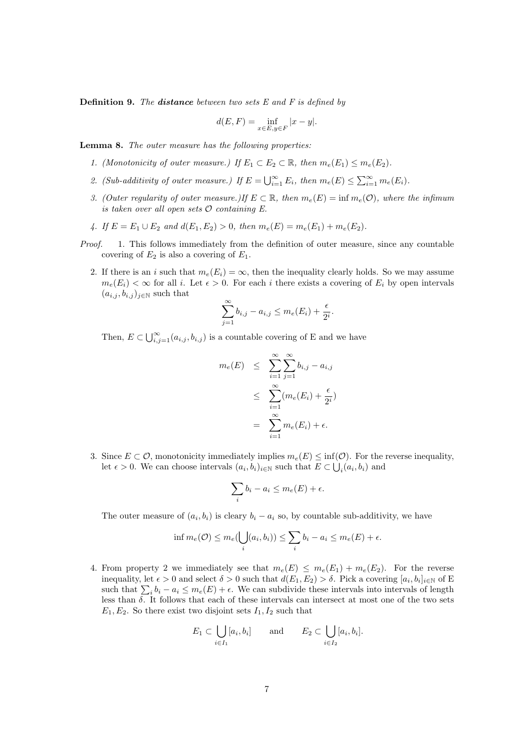**Definition 9.** *The* ***distance*** *between two sets $E$ and $F$ is defined by*

$$d(E, F) = \inf_{x \in E, y \in F} |x - y|.$$

**Lemma 8.** *The outer measure has the following properties:*

1. *(Monotonicity of outer measure.) If $E_1 \subset E_2 \subset \mathbb{R}$, then $m_e(E_1) \leq m_e(E_2)$.*
2. *(Sub-additivity of outer measure.) If $E = \bigcup_{i=1}^{\infty} E_i$, then $m_e(E) \leq \sum_{i=1}^{\infty} m_e(E_i)$.*
3. *(Outer regularity of outer measure.)If $E \subset \mathbb{R}$, then $m_e(E) = \inf m_e(\mathcal{O})$, where the infimum is taken over all open sets $\mathcal{O}$ containing $E$.*
4. *If $E = E_1 \cup E_2$ and $d(E_1, E_2) > 0$, then $m_e(E) = m_e(E_1) + m_e(E_2)$.*

*Proof.*

1. This follows immediately from the definition of outer measure, since any countable covering of $E_2$ is also a covering of $E_1$.

2. If there is an $i$ such that $m_e(E_i) = \infty$, then the inequality clearly holds. So we may assume $m_e(E_i) < \infty$ for all $i$. Let $\epsilon > 0$. For each $i$ there exists a covering of $E_i$ by open intervals $(a_{i,j}, b_{i,j})_{j \in \mathbb{N}}$ such that

$$\sum_{j=1}^{\infty} b_{i,j} - a_{i,j} \leq m_e(E_i) + \frac{\epsilon}{2^i}.$$

Then, $E \subset \bigcup_{i,j=1}^{\infty} (a_{i,j}, b_{i,j})$ is a countable covering of E and we have

$$\begin{aligned} m_e(E) &\leq \sum_{i=1}^{\infty} \sum_{j=1}^{\infty} b_{i,j} - a_{i,j} \\ &\leq \sum_{i=1}^{\infty} (m_e(E_i) + \frac{\epsilon}{2^i}) \\ &= \sum_{i=1}^{\infty} m_e(E_i) + \epsilon. \end{aligned}$$

3. Since $E \subset \mathcal{O}$, monotonicity immediately implies $m_e(E) \leq \inf(\mathcal{O})$. For the reverse inequality, let $\epsilon > 0$. We can choose intervals $(a_i, b_i)_{i \in \mathbb{N}}$ such that $E \subset \bigcup_i (a_i, b_i)$ and

$$\sum_i b_i - a_i \leq m_e(E) + \epsilon.$$

The outer measure of $(a_i, b_i)$ is cleary $b_i - a_i$ so, by countable sub-additivity, we have

$$\inf m_e(\mathcal{O}) \leq m_e(\bigcup_i (a_i, b_i)) \leq \sum_i b_i - a_i \leq m_e(E) + \epsilon.$$

4. From property 2 we immediately see that $m_e(E) \leq m_e(E_1) + m_e(E_2)$. For the reverse inequality, let $\epsilon > 0$ and select $\delta > 0$ such that $d(E_1, E_2) > \delta$. Pick a covering $[a_i, b_i]_{i \in \mathbb{N}}$ of E such that $\sum_i b_i - a_i \leq m_e(E) + \epsilon$. We can subdivide these intervals into intervals of length less than $\delta$. It follows that each of these intervals can intersect at most one of the two sets $E_1, E_2$. So there exist two disjoint sets $I_1, I_2$ such that

$$E_1 \subset \bigcup_{i \in I_1} [a_i, b_i] \qquad \text{and} \qquad E_2 \subset \bigcup_{i \in I_2} [a_i, b_i].$$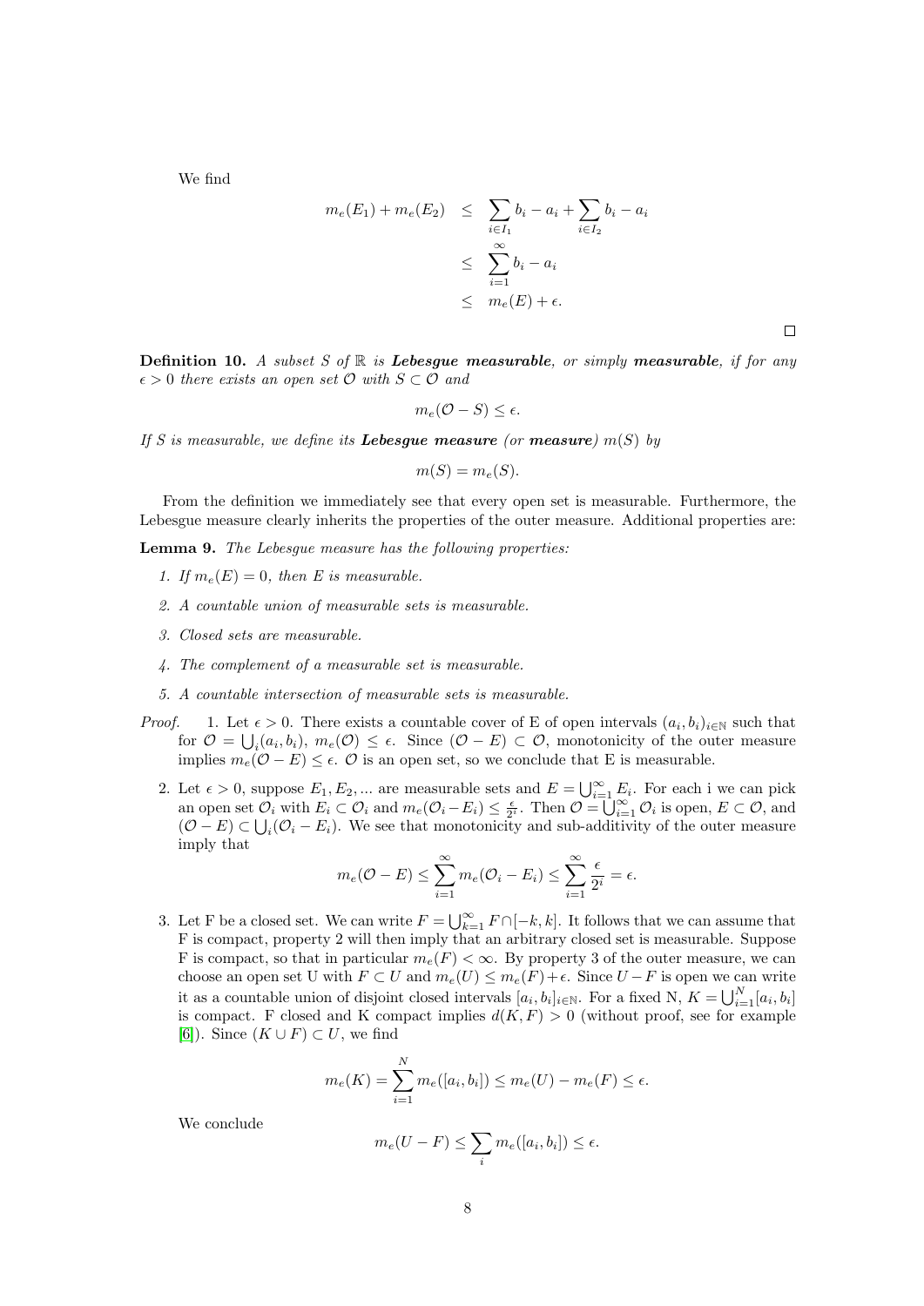We find

$$
\begin{aligned}
m_e(E_1) + m_e(E_2) &\leq \sum_{i \in I_1} b_i - a_i + \sum_{i \in I_2} b_i - a_i \\
&\leq \sum_{i=1}^{\infty} b_i - a_i \\
&\leq m_e(E) + \epsilon.
\end{aligned}
$$

□

**Definition 10.** *A subset $S$ of $\mathbb{R}$ is **Lebesgue measurable**, or simply **measurable**, if for any $\epsilon > 0$ there exists an open set $\mathcal{O}$ with $S \subset \mathcal{O}$ and*

$$
m_e(\mathcal{O} - S) \leq \epsilon.
$$

*If $S$ is measurable, we define its **Lebesgue measure** (or **measure**) $m(S)$ by*

$$
m(S) = m_e(S).
$$

From the definition we immediately see that every open set is measurable. Furthermore, the Lebesgue measure clearly inherits the properties of the outer measure. Additional properties are:

**Lemma 9.** *The Lebesgue measure has the following properties:*

1. *If $m_e(E) = 0$, then $E$ is measurable.*
2. *A countable union of measurable sets is measurable.*
3. *Closed sets are measurable.*
4. *The complement of a measurable set is measurable.*
5. *A countable intersection of measurable sets is measurable.*

*Proof.*

1. Let $\epsilon > 0$. There exists a countable cover of E of open intervals $(a_i, b_i)_{i \in \mathbb{N}}$ such that for $\mathcal{O} = \bigcup_i (a_i, b_i)$, $m_e(\mathcal{O}) \leq \epsilon$. Since $(\mathcal{O} - E) \subset \mathcal{O}$, monotonicity of the outer measure implies $m_e(\mathcal{O} - E) \leq \epsilon$. $\mathcal{O}$ is an open set, so we conclude that E is measurable.

2. Let $\epsilon > 0$, suppose $E_1, E_2, ...$ are measurable sets and $E = \bigcup_{i=1}^{\infty} E_i$. For each i we can pick an open set $\mathcal{O}_i$ with $E_i \subset \mathcal{O}_i$ and $m_e(\mathcal{O}_i - E_i) \leq \frac{\epsilon}{2^i}$. Then $\mathcal{O} = \bigcup_{i=1}^{\infty} \mathcal{O}_i$ is open, $E \subset \mathcal{O}$, and $(\mathcal{O} - E) \subset \bigcup_i (\mathcal{O}_i - E_i)$. We see that monotonicity and sub-additivity of the outer measure imply that

$$
m_e(\mathcal{O} - E) \leq \sum_{i=1}^{\infty} m_e(\mathcal{O}_i - E_i) \leq \sum_{i=1}^{\infty} \frac{\epsilon}{2^i} = \epsilon.
$$

3. Let F be a closed set. We can write $F = \bigcup_{k=1}^{\infty} F \cap [-k, k]$. It follows that we can assume that F is compact, property 2 will then imply that an arbitrary closed set is measurable. Suppose F is compact, so that in particular $m_e(F) < \infty$. By property 3 of the outer measure, we can choose an open set U with $F \subset U$ and $m_e(U) \leq m_e(F) + \epsilon$. Since $U - F$ is open we can write it as a countable union of disjoint closed intervals $[a_i, b_i]_{i \in \mathbb{N}}$. For a fixed N, $K = \bigcup_{i=1}^{N} [a_i, b_i]$ is compact. F closed and K compact implies $d(K, F) > 0$ (without proof, see for example [6]). Since $(K \cup F) \subset U$, we find

$$
m_e(K) = \sum_{i=1}^{N} m_e([a_i, b_i]) \leq m_e(U) - m_e(F) \leq \epsilon.
$$

We conclude

$$
m_e(U - F) \leq \sum_{i} m_e([a_i, b_i]) \leq \epsilon.
$$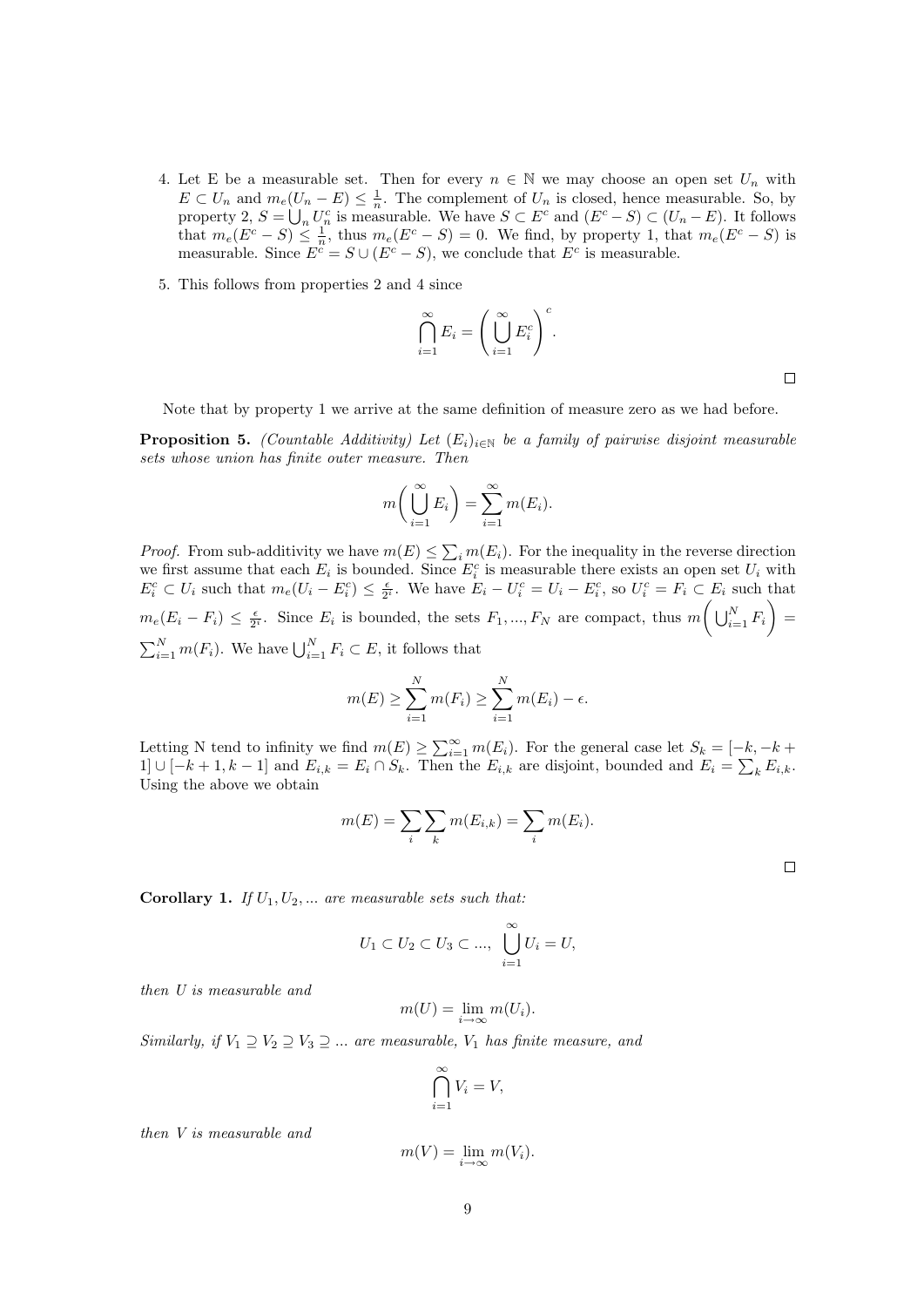4. Let E be a measurable set. Then for every $n \in \mathbb{N}$ we may choose an open set $U_n$ with $E \subset U_n$ and $m_e(U_n - E) \leq \frac{1}{n}$. The complement of $U_n$ is closed, hence measurable. So, by property 2, $S = \bigcup_n U_n^c$ is measurable. We have $S \subset E^c$ and $(E^c - S) \subset (U_n - E)$. It follows that $m_e(E^c - S) \leq \frac{1}{n}$, thus $m_e(E^c - S) = 0$. We find, by property 1, that $m_e(E^c - S)$ is measurable. Since $E^c = S \cup (E^c - S)$, we conclude that $E^c$ is measurable.

5. This follows from properties 2 and 4 since

$$\bigcap_{i=1}^{\infty} E_i = \left( \bigcup_{i=1}^{\infty} E_i^c \right)^c.$$

□

Note that by property 1 we arrive at the same definition of measure zero as we had before.

**Proposition 5.** *(Countable Additivity) Let $(E_i)_{i \in \mathbb{N}}$ be a family of pairwise disjoint measurable sets whose union has finite outer measure. Then*

$$m\left( \bigcup_{i=1}^{\infty} E_i \right) = \sum_{i=1}^{\infty} m(E_i).$$

*Proof.* From sub-additivity we have $m(E) \leq \sum_i m(E_i)$. For the inequality in the reverse direction we first assume that each $E_i$ is bounded. Since $E_i^c$ is measurable there exists an open set $U_i$ with $E_i^c \subset U_i$ such that $m_e(U_i - E_i^c) \leq \frac{\epsilon}{2^i}$. We have $E_i - U_i^c = U_i - E_i^c$, so $U_i^c = F_i \subset E_i$ such that $m_e(E_i - F_i) \leq \frac{\epsilon}{2^i}$. Since $E_i$ is bounded, the sets $F_1, ..., F_N$ are compact, thus $m\left( \bigcup_{i=1}^{N} F_i \right) = \sum_{i=1}^{N} m(F_i)$. We have $\bigcup_{i=1}^{N} F_i \subset E$, it follows that

$$m(E) \geq \sum_{i=1}^{N} m(F_i) \geq \sum_{i=1}^{N} m(E_i) - \epsilon.$$

Letting N tend to infinity we find $m(E) \geq \sum_{i=1}^{\infty} m(E_i)$. For the general case let $S_k = [-k, -k+1] \cup [-k+1, k-1]$ and $E_{i,k} = E_i \cap S_k$. Then the $E_{i,k}$ are disjoint, bounded and $E_i = \sum_k E_{i,k}$. Using the above we obtain

$$m(E) = \sum_i \sum_k m(E_{i,k}) = \sum_i m(E_i).$$

□

**Corollary 1.** *If $U_1, U_2, ...$ are measurable sets such that:*

$$U_1 \subset U_2 \subset U_3 \subset ..., \ \bigcup_{i=1}^{\infty} U_i = U,$$

*then U is measurable and*

$$m(U) = \lim_{i \to \infty} m(U_i).$$

*Similarly, if $V_1 \supseteq V_2 \supseteq V_3 \supseteq ...$ are measurable, $V_1$ has finite measure, and*

$$\bigcap_{i=1}^{\infty} V_i = V,$$

*then V is measurable and*

$$m(V) = \lim_{i \to \infty} m(V_i).$$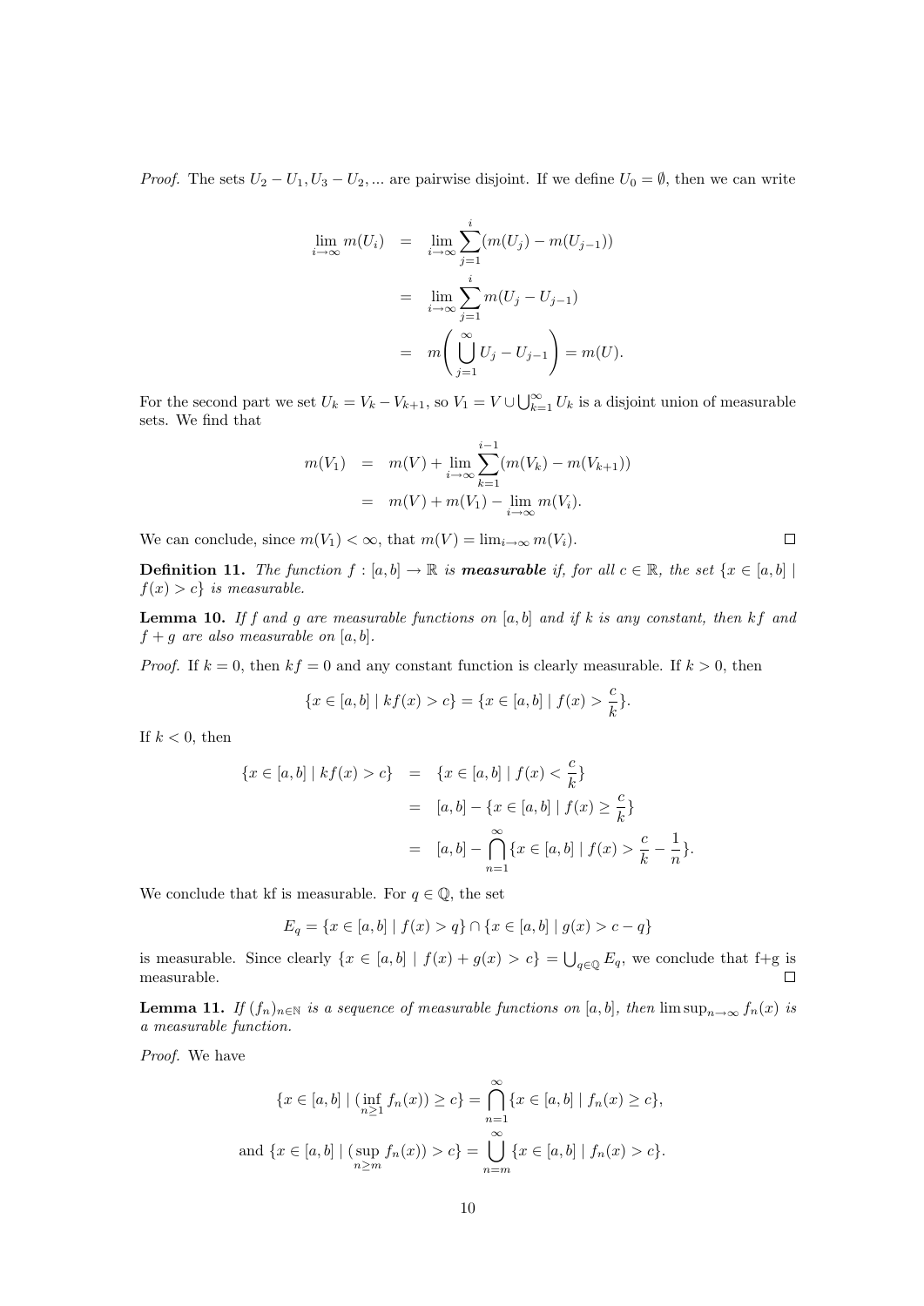*Proof.* The sets $U_2 - U_1, U_3 - U_2, ...$ are pairwise disjoint. If we define $U_0 = \emptyset$, then we can write

$$
\begin{aligned}
\lim_{i\to\infty} m(U_i) &= \lim_{i\to\infty} \sum_{j=1}^{i} (m(U_j) - m(U_{j-1})) \\
&= \lim_{i\to\infty} \sum_{j=1}^{i} m(U_j - U_{j-1}) \\
&= m\left( \bigcup_{j=1}^{\infty} U_j - U_{j-1} \right) = m(U).
\end{aligned}
$$

For the second part we set $U_k = V_k - V_{k+1}$, so $V_1 = V \cup \bigcup_{k=1}^{\infty} U_k$ is a disjoint union of measurable sets. We find that

$$
\begin{aligned}
m(V_1) &= m(V) + \lim_{i\to\infty} \sum_{k=1}^{i-1} (m(V_k) - m(V_{k+1})) \\
&= m(V) + m(V_1) - \lim_{i\to\infty} m(V_i).
\end{aligned}
$$

We can conclude, since $m(V_1) < \infty$, that $m(V) = \lim_{i\to\infty} m(V_i)$. ∎

**Definition 11.** *The function $f : [a, b] \to \mathbb{R}$ is **measurable** if, for all $c \in \mathbb{R}$, the set $\{x \in [a, b] \mid f(x) > c\}$ is measurable.*

**Lemma 10.** *If $f$ and $g$ are measurable functions on $[a, b]$ and if $k$ is any constant, then $kf$ and $f + g$ are also measurable on $[a, b]$.*

*Proof.* If $k = 0$, then $kf = 0$ and any constant function is clearly measurable. If $k > 0$, then

$$\{x \in [a, b] \mid kf(x) > c\} = \{x \in [a, b] \mid f(x) > \frac{c}{k}\}.$$

If $k < 0$, then

$$
\begin{aligned}
\{x \in [a, b] \mid kf(x) > c\} &= \{x \in [a, b] \mid f(x) < \frac{c}{k}\} \\
&= [a, b] - \{x \in [a, b] \mid f(x) \geq \frac{c}{k}\} \\
&= [a, b] - \bigcap_{n=1}^{\infty} \{x \in [a, b] \mid f(x) > \frac{c}{k} - \frac{1}{n}\}.
\end{aligned}
$$

We conclude that kf is measurable. For $q \in \mathbb{Q}$, the set

$$E_q = \{x \in [a, b] \mid f(x) > q\} \cap \{x \in [a, b] \mid g(x) > c - q\}$$

is measurable. Since clearly $\{x \in [a, b] \mid f(x) + g(x) > c\} = \bigcup_{q\in\mathbb{Q}} E_q$, we conclude that f+g is measurable. ∎

**Lemma 11.** *If $(f_n)_{n\in\mathbb{N}}$ is a sequence of measurable functions on $[a, b]$, then $\limsup_{n\to\infty} f_n(x)$ is a measurable function.*

*Proof.* We have

$$\{x \in [a, b] \mid (\inf_{n\geq 1} f_n(x)) \geq c\} = \bigcap_{n=1}^{\infty} \{x \in [a, b] \mid f_n(x) \geq c\},$$

$$\text{and } \{x \in [a, b] \mid (\sup_{n\geq m} f_n(x)) > c\} = \bigcup_{n=m}^{\infty} \{x \in [a, b] \mid f_n(x) > c\}.$$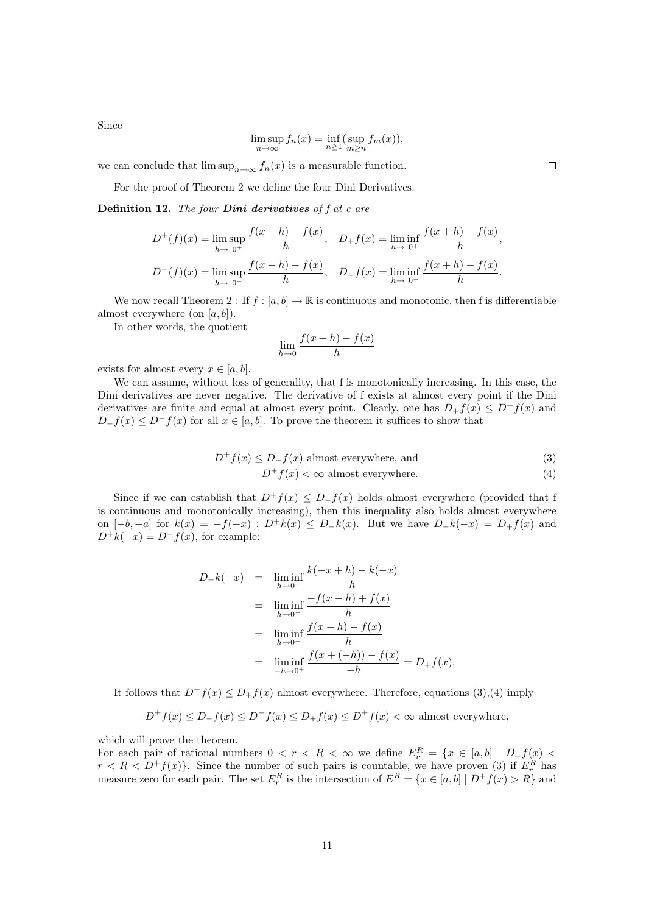Since

$$\limsup_{n\to\infty} f_n(x) = \inf_{n\geq 1}(\sup_{m\geq n} f_m(x)),$$

we can conclude that $\limsup_{n\to\infty} f_n(x)$ is a measurable function. $\square$

For the proof of Theorem 2 we define the four Dini Derivatives.

**Definition 12.** *The four* ***Dini derivatives*** *of f at c are*

$$D^+(f)(x) = \limsup_{h\to\ 0^+} \frac{f(x+h)-f(x)}{h}, \quad D_+f(x) = \liminf_{h\to\ 0^+} \frac{f(x+h)-f(x)}{h},$$
$$D^-(f)(x) = \limsup_{h\to\ 0^-} \frac{f(x+h)-f(x)}{h}, \quad D_-f(x) = \liminf_{h\to\ 0^-} \frac{f(x+h)-f(x)}{h}.$$

We now recall Theorem 2 : If $f : [a, b] \to \mathbb{R}$ is continuous and monotonic, then f is differentiable almost everywhere (on $[a, b]$).

In other words, the quotient

$$\lim_{h\to 0} \frac{f(x+h)-f(x)}{h}$$

exists for almost every $x \in [a, b]$.

We can assume, without loss of generality, that f is monotonically increasing. In this case, the Dini derivatives are never negative. The derivative of f exists at almost every point if the Dini derivatives are finite and equal at almost every point. Clearly, one has $D_+f(x) \leq D^+f(x)$ and $D_-f(x) \leq D^-f(x)$ for all $x \in [a, b]$. To prove the theorem it suffices to show that

$$D^+f(x) \leq D_-f(x) \text{ almost everywhere, and} \tag{3}$$
$$D^+f(x) < \infty \text{ almost everywhere.} \tag{4}$$

Since if we can establish that $D^+f(x) \leq D_-f(x)$ holds almost everywhere (provided that f is continuous and monotonically increasing), then this inequality also holds almost everywhere on $[-b, -a]$ for $k(x) = -f(-x)$ : $D^+k(x) \leq D_-k(x)$. But we have $D_-k(-x) = D_+f(x)$ and $D^+k(-x) = D^-f(x)$, for example:

$$\begin{aligned}
D_-k(-x) &= \liminf_{h\to 0^-} \frac{k(-x+h)-k(-x)}{h} \\
&= \liminf_{h\to 0^-} \frac{-f(x-h)+f(x)}{h} \\
&= \liminf_{h\to 0^-} \frac{f(x-h)-f(x)}{-h} \\
&= \liminf_{-h\to 0^+} \frac{f(x+(-h))-f(x)}{-h} = D_+f(x).
\end{aligned}$$

It follows that $D^-f(x) \leq D_+f(x)$ almost everywhere. Therefore, equations (3),(4) imply

$$D^+f(x) \leq D_-f(x) \leq D^-f(x) \leq D_+f(x) \leq D^+f(x) < \infty \text{ almost everywhere,}$$

which will prove the theorem.

For each pair of rational numbers $0 < r < R < \infty$ we define $E_r^R = \{x \in [a, b] \mid D_-f(x) < r < R < D^+f(x)\}$. Since the number of such pairs is countable, we have proven (3) if $E_r^R$ has measure zero for each pair. The set $E_r^R$ is the intersection of $E^R = \{x \in [a, b] \mid D^+f(x) > R\}$ and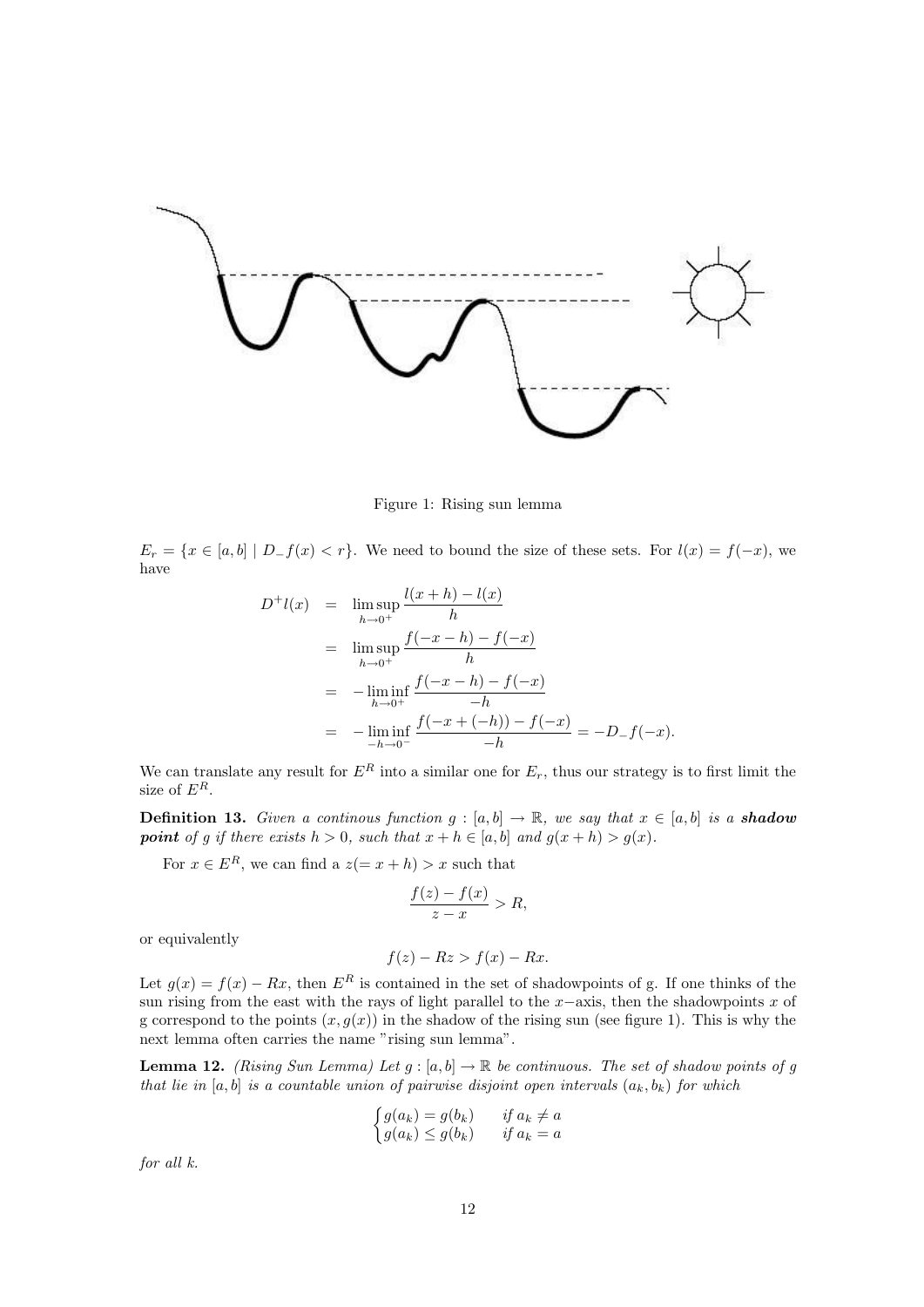Figure 1: Rising sun lemma

$E_r = \{x \in [a,b] \mid D_- f(x) < r\}$. We need to bound the size of these sets. For $l(x) = f(-x)$, we have

$$
\begin{aligned}
D^+ l(x) &= \limsup_{h \to 0^+} \frac{l(x+h) - l(x)}{h} \\
&= \limsup_{h \to 0^+} \frac{f(-x-h) - f(-x)}{h} \\
&= -\liminf_{h \to 0^+} \frac{f(-x-h) - f(-x)}{-h} \\
&= -\liminf_{-h \to 0^-} \frac{f(-x+(-h)) - f(-x)}{-h} = -D_- f(-x).
\end{aligned}
$$

We can translate any result for $E^R$ into a similar one for $E_r$, thus our strategy is to first limit the size of $E^R$.

**Definition 13.** *Given a continous function $g : [a,b] \to \mathbb{R}$, we say that $x \in [a,b]$ is a* ***shadow point*** *of $g$ if there exists $h > 0$, such that $x + h \in [a,b]$ and $g(x+h) > g(x)$.*

For $x \in E^R$, we can find a $z (= x + h) > x$ such that

$$
\frac{f(z) - f(x)}{z - x} > R,
$$

or equivalently

$$
f(z) - Rz > f(x) - Rx.
$$

Let $g(x) = f(x) - Rx$, then $E^R$ is contained in the set of shadowpoints of g. If one thinks of the sun rising from the east with the rays of light parallel to the $x-$axis, then the shadowpoints $x$ of g correspond to the points $(x, g(x))$ in the shadow of the rising sun (see figure 1). This is why the next lemma often carries the name "rising sun lemma".

**Lemma 12.** *(Rising Sun Lemma) Let $g : [a,b] \to \mathbb{R}$ be continuous. The set of shadow points of $g$ that lie in $[a,b]$ is a countable union of pairwise disjoint open intervals $(a_k, b_k)$ for which*

$$
\begin{cases}
g(a_k) = g(b_k) & \text{if } a_k \neq a \\
g(a_k) \leq g(b_k) & \text{if } a_k = a
\end{cases}
$$

*for all k.*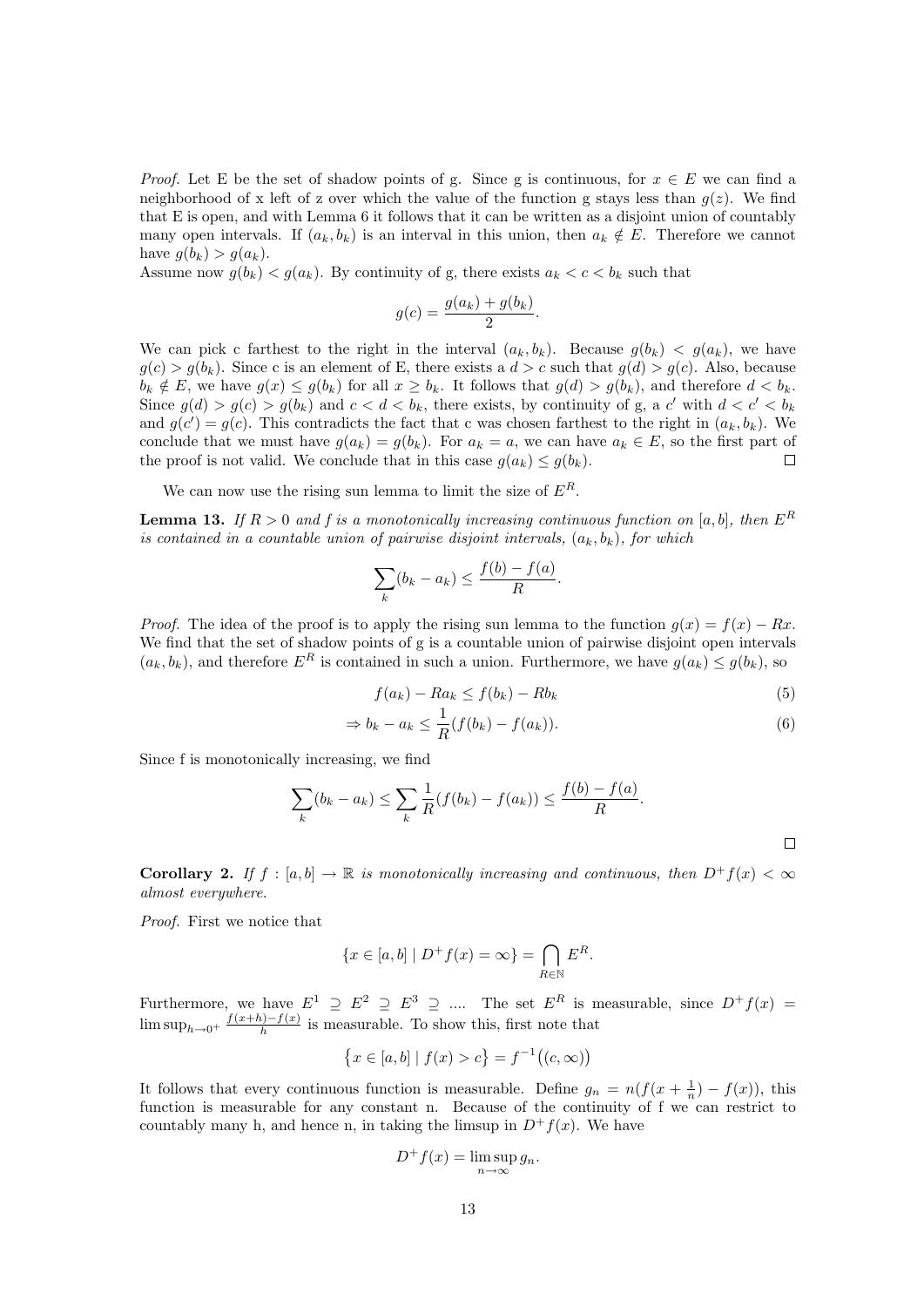*Proof.* Let E be the set of shadow points of g. Since g is continuous, for $x \in E$ we can find a neighborhood of x left of z over which the value of the function g stays less than $g(z)$. We find that E is open, and with Lemma 6 it follows that it can be written as a disjoint union of countably many open intervals. If $(a_k, b_k)$ is an interval in this union, then $a_k \notin E$. Therefore we cannot have $g(b_k) > g(a_k)$.
Assume now $g(b_k) < g(a_k)$. By continuity of g, there exists $a_k < c < b_k$ such that

$$g(c) = \frac{g(a_k) + g(b_k)}{2}.$$

We can pick c farthest to the right in the interval $(a_k, b_k)$. Because $g(b_k) < g(a_k)$, we have $g(c) > g(b_k)$. Since c is an element of E, there exists a $d > c$ such that $g(d) > g(c)$. Also, because $b_k \notin E$, we have $g(x) \leq g(b_k)$ for all $x \geq b_k$. It follows that $g(d) > g(b_k)$, and therefore $d < b_k$. Since $g(d) > g(c) > g(b_k)$ and $c < d < b_k$, there exists, by continuity of g, a $c'$ with $d < c' < b_k$ and $g(c') = g(c)$. This contradicts the fact that c was chosen farthest to the right in $(a_k, b_k)$. We conclude that we must have $g(a_k) = g(b_k)$. For $a_k = a$, we can have $a_k \in E$, so the first part of the proof is not valid. We conclude that in this case $g(a_k) \leq g(b_k)$. $\square$

We can now use the rising sun lemma to limit the size of $E^R$.

**Lemma 13.** *If $R > 0$ and f is a monotonically increasing continuous function on $[a, b]$, then $E^R$ is contained in a countable union of pairwise disjoint intervals, $(a_k, b_k)$, for which*

$$\sum_k (b_k - a_k) \leq \frac{f(b) - f(a)}{R}.$$

*Proof.* The idea of the proof is to apply the rising sun lemma to the function $g(x) = f(x) - Rx$. We find that the set of shadow points of g is a countable union of pairwise disjoint open intervals $(a_k, b_k)$, and therefore $E^R$ is contained in such a union. Furthermore, we have $g(a_k) \leq g(b_k)$, so

$$f(a_k) - Ra_k \leq f(b_k) - Rb_k \tag{5}$$

$$\Rightarrow b_k - a_k \leq \frac{1}{R}(f(b_k) - f(a_k)). \tag{6}$$

Since f is monotonically increasing, we find

$$\sum_k (b_k - a_k) \leq \sum_k \frac{1}{R}(f(b_k) - f(a_k)) \leq \frac{f(b) - f(a)}{R}.$$

$\square$

**Corollary 2.** *If $f : [a, b] \to \mathbb{R}$ is monotonically increasing and continuous, then $D^+f(x) < \infty$ almost everywhere.*

*Proof.* First we notice that

$$\{x \in [a, b] \mid D^+f(x) = \infty\} = \bigcap_{R \in \mathbb{N}} E^R.$$

Furthermore, we have $E^1 \supseteq E^2 \supseteq E^3 \supseteq \ldots$. The set $E^R$ is measurable, since $D^+f(x) = \limsup_{h \to 0^+} \frac{f(x+h) - f(x)}{h}$ is measurable. To show this, first note that

$$\{x \in [a, b] \mid f(x) > c\} = f^{-1}((c, \infty))$$

It follows that every continuous function is measurable. Define $g_n = n(f(x + \frac{1}{n}) - f(x))$, this function is measurable for any constant n. Because of the continuity of f we can restrict to countably many h, and hence n, in taking the limsup in $D^+f(x)$. We have

$$D^+f(x) = \limsup_{n \to \infty} g_n.$$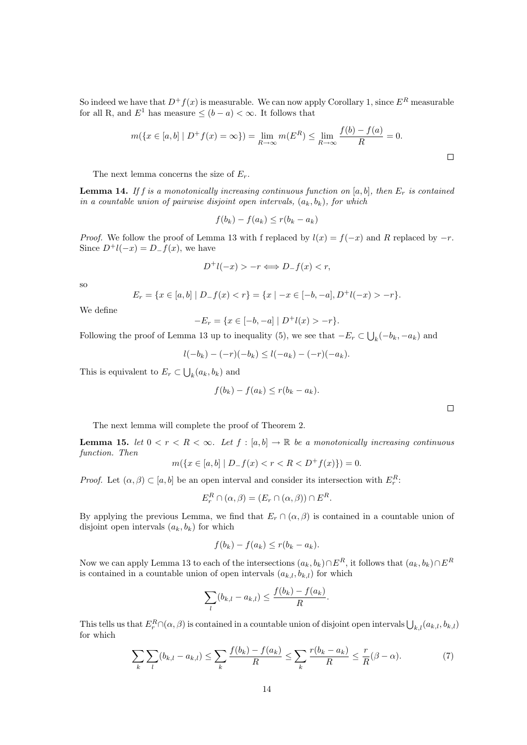So indeed we have that $D^+f(x)$ is measurable. We can now apply Corollary 1, since $E^R$ measurable for all R, and $E^1$ has measure $\leq (b-a) < \infty$. It follows that

$$m(\{x \in [a,b] \mid D^+f(x) = \infty\}) = \lim_{R\to\infty} m(E^R) \leq \lim_{R\to\infty} \frac{f(b)-f(a)}{R} = 0.$$

□

The next lemma concerns the size of $E_r$.

**Lemma 14.** *If f is a monotonically increasing continuous function on $[a,b]$, then $E_r$ is contained in a countable union of pairwise disjoint open intervals, $(a_k, b_k)$, for which*

$$f(b_k) - f(a_k) \leq r(b_k - a_k)$$

*Proof.* We follow the proof of Lemma 13 with f replaced by $l(x) = f(-x)$ and $R$ replaced by $-r$. Since $D^+l(-x) = D_-f(x)$, we have

$$D^+l(-x) > -r \Longleftrightarrow D_-f(x) < r,$$

so

$$E_r = \{x \in [a,b] \mid D_-f(x) < r\} = \{x \mid -x \in [-b,-a], D^+l(-x) > -r\}.$$

We define

$$-E_r = \{x \in [-b,-a] \mid D^+l(x) > -r\}.$$

Following the proof of Lemma 13 up to inequality (5), we see that $-E_r \subset \bigcup_k(-b_k, -a_k)$ and

$$l(-b_k) - (-r)(-b_k) \leq l(-a_k) - (-r)(-a_k).$$

This is equivalent to $E_r \subset \bigcup_k(a_k, b_k)$ and

$$f(b_k) - f(a_k) \leq r(b_k - a_k).$$

□

The next lemma will complete the proof of Theorem 2.

**Lemma 15.** *let $0 < r < R < \infty$. Let $f : [a,b] \to \mathbb{R}$ be a monotonically increasing continuous function. Then*

$$m(\{x \in [a,b] \mid D_-f(x) < r < R < D^+f(x)\}) = 0.$$

*Proof.* Let $(\alpha, \beta) \subset [a,b]$ be an open interval and consider its intersection with $E_r^R$:

$$E_r^R \cap (\alpha,\beta) = (E_r \cap (\alpha,\beta)) \cap E^R.$$

By applying the previous Lemma, we find that $E_r \cap (\alpha, \beta)$ is contained in a countable union of disjoint open intervals $(a_k, b_k)$ for which

$$f(b_k) - f(a_k) \leq r(b_k - a_k).$$

Now we can apply Lemma 13 to each of the intersections $(a_k, b_k) \cap E^R$, it follows that $(a_k, b_k) \cap E^R$ is contained in a countable union of open intervals $(a_{k,l}, b_{k,l})$ for which

$$\sum_l (b_{k,l} - a_{k,l}) \leq \frac{f(b_k) - f(a_k)}{R}.$$

This tells us that $E_r^R \cap (\alpha, \beta)$ is contained in a countable union of disjoint open intervals $\bigcup_{k,l}(a_{k,l}, b_{k,l})$ for which

$$\sum_k \sum_l (b_{k,l} - a_{k,l}) \leq \sum_k \frac{f(b_k) - f(a_k)}{R} \leq \sum_k \frac{r(b_k - a_k)}{R} \leq \frac{r}{R}(\beta - \alpha). \tag{7}$$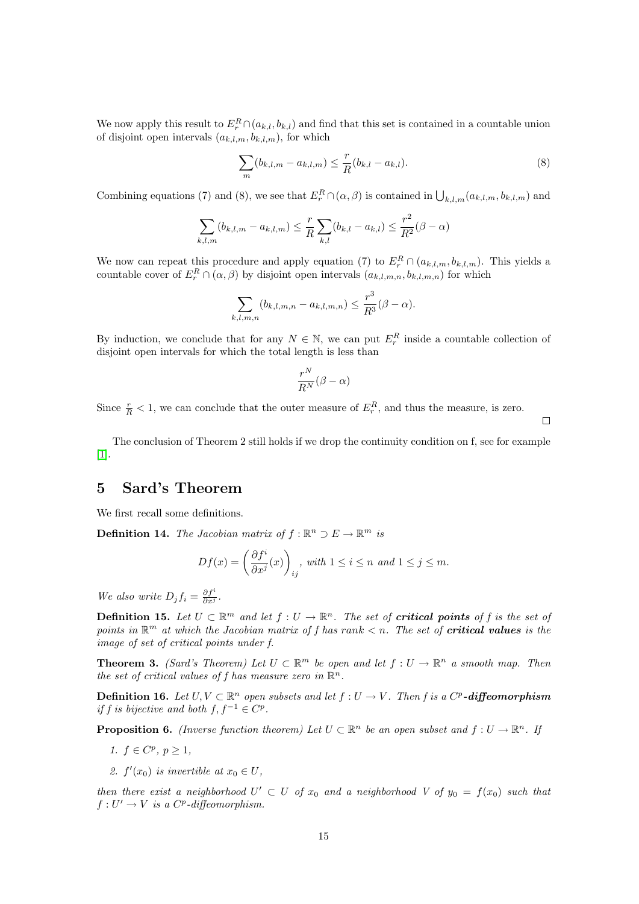We now apply this result to $E_r^R \cap (a_{k,l}, b_{k,l})$ and find that this set is contained in a countable union of disjoint open intervals $(a_{k,l,m}, b_{k,l,m})$, for which

$$\sum_m (b_{k,l,m} - a_{k,l,m}) \leq \frac{r}{R}(b_{k,l} - a_{k,l}). \tag{8}$$

Combining equations (7) and (8), we see that $E_r^R \cap (\alpha, \beta)$ is contained in $\bigcup_{k,l,m}(a_{k,l,m}, b_{k,l,m})$ and

$$\sum_{k,l,m} (b_{k,l,m} - a_{k,l,m}) \leq \frac{r}{R} \sum_{k,l} (b_{k,l} - a_{k,l}) \leq \frac{r^2}{R^2}(\beta - \alpha)$$

We now can repeat this procedure and apply equation (7) to $E_r^R \cap (a_{k,l,m}, b_{k,l,m})$. This yields a countable cover of $E_r^R \cap (\alpha, \beta)$ by disjoint open intervals $(a_{k,l,m,n}, b_{k,l,m,n})$ for which

$$\sum_{k,l,m,n} (b_{k,l,m,n} - a_{k,l,m,n}) \leq \frac{r^3}{R^3}(\beta - \alpha).$$

By induction, we conclude that for any $N \in \mathbb{N}$, we can put $E_r^R$ inside a countable collection of disjoint open intervals for which the total length is less than

$$\frac{r^N}{R^N}(\beta - \alpha)$$

Since $\frac{r}{R} < 1$, we can conclude that the outer measure of $E_r^R$, and thus the measure, is zero.

□

The conclusion of Theorem 2 still holds if we drop the continuity condition on f, see for example [1].

## 5 Sard's Theorem

We first recall some definitions.

**Definition 14.** *The Jacobian matrix of* $f : \mathbb{R}^n \supset E \to \mathbb{R}^m$ *is*

$$Df(x) = \left(\frac{\partial f^i}{\partial x^j}(x)\right)_{ij}, \text{ with } 1 \leq i \leq n \text{ and } 1 \leq j \leq m.$$

*We also write* $D_j f_i = \frac{\partial f^i}{\partial x^j}$.

**Definition 15.** *Let* $U \subset \mathbb{R}^m$ *and let* $f : U \to \mathbb{R}^n$. *The set of* ***critical points*** *of f is the set of points in* $\mathbb{R}^m$ *at which the Jacobian matrix of f has rank* $< n$. *The set of* ***critical values*** *is the image of set of critical points under f.*

**Theorem 3.** *(Sard's Theorem) Let* $U \subset \mathbb{R}^m$ *be open and let* $f : U \to \mathbb{R}^n$ *a smooth map. Then the set of critical values of f has measure zero in* $\mathbb{R}^n$.

**Definition 16.** *Let* $U, V \subset \mathbb{R}^n$ *open subsets and let* $f : U \to V$. *Then f is a* $C^p$***-diffeomorphism*** *if f is bijective and both* $f, f^{-1} \in C^p$.

**Proposition 6.** *(Inverse function theorem) Let* $U \subset \mathbb{R}^n$ *be an open subset and* $f : U \to \mathbb{R}^n$. *If*

1. $f \in C^p$, $p \geq 1$,
2. $f'(x_0)$ *is invertible at* $x_0 \in U$,

*then there exist a neighborhood* $U' \subset U$ *of* $x_0$ *and a neighborhood* $V$ *of* $y_0 = f(x_0)$ *such that* $f : U' \to V$ *is a* $C^p$*-diffeomorphism.*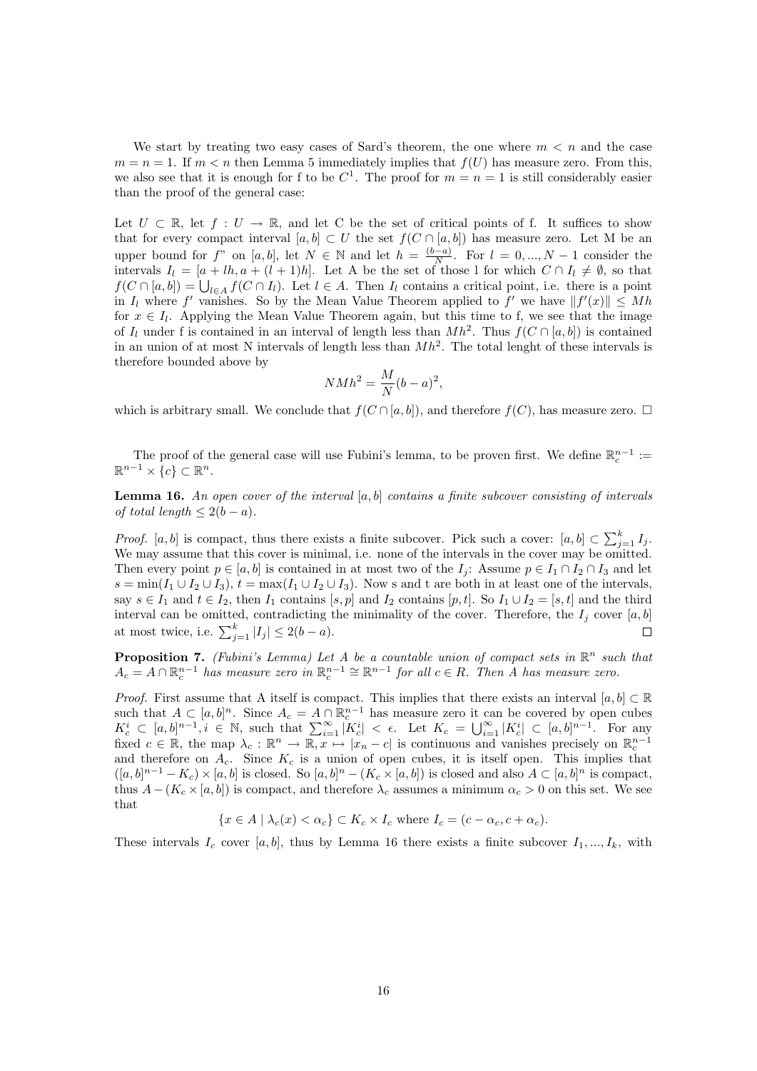We start by treating two easy cases of Sard's theorem, the one where $m < n$ and the case $m = n = 1$. If $m < n$ then Lemma 5 immediately implies that $f(U)$ has measure zero. From this, we also see that it is enough for f to be $C^1$. The proof for $m = n = 1$ is still considerably easier than the proof of the general case:

Let $U \subset \mathbb{R}$, let $f : U \to \mathbb{R}$, and let C be the set of critical points of f. It suffices to show that for every compact interval $[a, b] \subset U$ the set $f(C \cap [a, b])$ has measure zero. Let M be an upper bound for f" on $[a, b]$, let $N \in \mathbb{N}$ and let $h = \frac{(b-a)}{N}$. For $l = 0, ..., N - 1$ consider the intervals $I_l = [a + lh, a + (l + 1)h]$. Let A be the set of those l for which $C \cap I_l \neq \emptyset$, so that $f(C \cap [a, b]) = \bigcup_{l \in A} f(C \cap I_l)$. Let $l \in A$. Then $I_l$ contains a critical point, i.e. there is a point in $I_l$ where $f'$ vanishes. So by the Mean Value Theorem applied to $f'$ we have $\|f'(x)\| \leq Mh$ for $x \in I_l$. Applying the Mean Value Theorem again, but this time to f, we see that the image of $I_l$ under f is contained in an interval of length less than $Mh^2$. Thus $f(C \cap [a, b])$ is contained in an union of at most N intervals of length less than $Mh^2$. The total lenght of these intervals is therefore bounded above by

$$NMh^2 = \frac{M}{N}(b - a)^2,$$

which is arbitrary small. We conclude that $f(C \cap [a, b])$, and therefore $f(C)$, has measure zero. $\square$

The proof of the general case will use Fubini's lemma, to be proven first. We define $\mathbb{R}^{n-1}_c := \mathbb{R}^{n-1} \times \{c\} \subset \mathbb{R}^n$.

**Lemma 16.** *An open cover of the interval $[a, b]$ contains a finite subcover consisting of intervals of total length $\leq 2(b - a)$.*

*Proof.* $[a, b]$ is compact, thus there exists a finite subcover. Pick such a cover: $[a, b] \subset \sum_{j=1}^{k} I_j$. We may assume that this cover is minimal, i.e. none of the intervals in the cover may be omitted. Then every point $p \in [a, b]$ is contained in at most two of the $I_j$: Assume $p \in I_1 \cap I_2 \cap I_3$ and let $s = \min(I_1 \cup I_2 \cup I_3)$, $t = \max(I_1 \cup I_2 \cup I_3)$. Now s and t are both in at least one of the intervals, say $s \in I_1$ and $t \in I_2$, then $I_1$ contains $[s, p]$ and $I_2$ contains $[p, t]$. So $I_1 \cup I_2 = [s, t]$ and the third interval can be omitted, contradicting the minimality of the cover. Therefore, the $I_j$ cover $[a, b]$ at most twice, i.e. $\sum_{j=1}^{k} |I_j| \leq 2(b - a)$. $\square$

**Proposition 7.** *(Fubini's Lemma) Let A be a countable union of compact sets in $\mathbb{R}^n$ such that $A_c = A \cap \mathbb{R}^{n-1}_c$ has measure zero in $\mathbb{R}^{n-1}_c \cong \mathbb{R}^{n-1}$ for all $c \in R$. Then A has measure zero.*

*Proof.* First assume that A itself is compact. This implies that there exists an interval $[a, b] \subset \mathbb{R}$ such that $A \subset [a, b]^n$. Since $A_c = A \cap \mathbb{R}^{n-1}_c$ has measure zero it can be covered by open cubes $K^i_c \subset [a, b]^{n-1}, i \in \mathbb{N}$, such that $\sum_{i=1}^{\infty} |K^i_c| < \epsilon$. Let $K_c = \bigcup_{i=1}^{\infty} |K^i_c| \subset [a, b]^{n-1}$. For any fixed $c \in \mathbb{R}$, the map $\lambda_c : \mathbb{R}^n \to \mathbb{R}, x \mapsto |x_n - c|$ is continuous and vanishes precisely on $\mathbb{R}^{n-1}_c$ and therefore on $A_c$. Since $K_c$ is a union of open cubes, it is itself open. This implies that $([a, b]^{n-1} - K_c) \times [a, b]$ is closed. So $[a, b]^n - (K_c \times [a, b])$ is closed and also $A \subset [a, b]^n$ is compact, thus $A - (K_c \times [a, b])$ is compact, and therefore $\lambda_c$ assumes a minimum $\alpha_c > 0$ on this set. We see that

$$\{x \in A \mid \lambda_c(x) < \alpha_c\} \subset K_c \times I_c \text{ where } I_c = (c - \alpha_c, c + \alpha_c).$$

These intervals $I_c$ cover $[a, b]$, thus by Lemma 16 there exists a finite subcover $I_1, ..., I_k$, with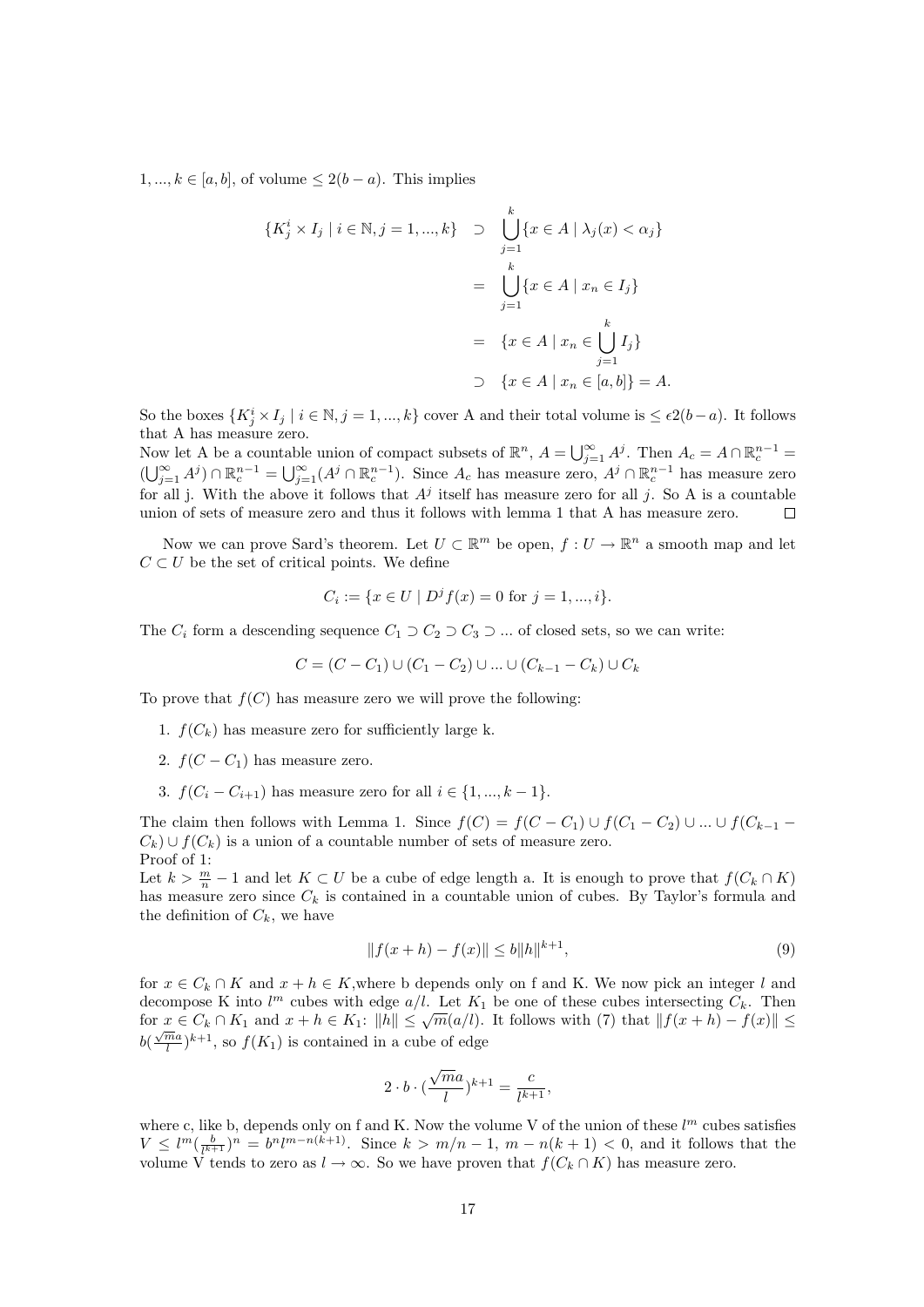$1, ..., k \in [a, b]$, of volume $\leq 2(b-a)$. This implies

$$
\begin{aligned}
\{K_j^i \times I_j \mid i \in \mathbb{N}, j = 1, ..., k\} &\supset \bigcup_{j=1}^{k} \{x \in A \mid \lambda_j(x) < \alpha_j\} \\
&= \bigcup_{j=1}^{k} \{x \in A \mid x_n \in I_j\} \\
&= \{x \in A \mid x_n \in \bigcup_{j=1}^{k} I_j\} \\
&\supset \{x \in A \mid x_n \in [a, b]\} = A.
\end{aligned}
$$

So the boxes $\{K_j^i \times I_j \mid i \in \mathbb{N}, j = 1, ..., k\}$ cover A and their total volume is $\leq \epsilon 2(b-a)$. It follows that A has measure zero.

Now let A be a countable union of compact subsets of $\mathbb{R}^n$, $A = \bigcup_{j=1}^{\infty} A^j$. Then $A_c = A \cap \mathbb{R}_c^{n-1} = (\bigcup_{j=1}^{\infty} A^j) \cap \mathbb{R}_c^{n-1} = \bigcup_{j=1}^{\infty} (A^j \cap \mathbb{R}_c^{n-1})$. Since $A_c$ has measure zero, $A^j \cap \mathbb{R}_c^{n-1}$ has measure zero for all j. With the above it follows that $A^j$ itself has measure zero for all $j$. So A is a countable union of sets of measure zero and thus it follows with lemma 1 that A has measure zero. $\square$

Now we can prove Sard's theorem. Let $U \subset \mathbb{R}^m$ be open, $f : U \to \mathbb{R}^n$ a smooth map and let $C \subset U$ be the set of critical points. We define

$$C_i := \{x \in U \mid D^j f(x) = 0 \text{ for } j = 1, ..., i\}.$$

The $C_i$ form a descending sequence $C_1 \supset C_2 \supset C_3 \supset ...$ of closed sets, so we can write:

$$C = (C - C_1) \cup (C_1 - C_2) \cup ... \cup (C_{k-1} - C_k) \cup C_k$$

To prove that $f(C)$ has measure zero we will prove the following:

1. $f(C_k)$ has measure zero for sufficiently large k.
2. $f(C - C_1)$ has measure zero.
3. $f(C_i - C_{i+1})$ has measure zero for all $i \in \{1, ..., k-1\}$.

The claim then follows with Lemma 1. Since $f(C) = f(C - C_1) \cup f(C_1 - C_2) \cup ... \cup f(C_{k-1} - C_k) \cup f(C_k)$ is a union of a countable number of sets of measure zero.

Proof of 1:

Let $k > \frac{m}{n} - 1$ and let $K \subset U$ be a cube of edge length a. It is enough to prove that $f(C_k \cap K)$ has measure zero since $C_k$ is contained in a countable union of cubes. By Taylor's formula and the definition of $C_k$, we have

$$\|f(x+h) - f(x)\| \leq b\|h\|^{k+1}, \tag{9}$$

for $x \in C_k \cap K$ and $x + h \in K$, where b depends only on f and K. We now pick an integer $l$ and decompose K into $l^m$ cubes with edge $a/l$. Let $K_1$ be one of these cubes intersecting $C_k$. Then for $x \in C_k \cap K_1$ and $x + h \in K_1$: $\|h\| \leq \sqrt{m}(a/l)$. It follows with (7) that $\|f(x+h) - f(x)\| \leq b(\frac{\sqrt{m}a}{l})^{k+1}$, so $f(K_1)$ is contained in a cube of edge

$$2 \cdot b \cdot (\frac{\sqrt{m}a}{l})^{k+1} = \frac{c}{l^{k+1}},$$

where c, like b, depends only on f and K. Now the volume V of the union of these $l^m$ cubes satisfies $V \leq l^m (\frac{b}{l^{k+1}})^n = b^n l^{m-n(k+1)}$. Since $k > m/n - 1$, $m - n(k+1) < 0$, and it follows that the volume V tends to zero as $l \to \infty$. So we have proven that $f(C_k \cap K)$ has measure zero.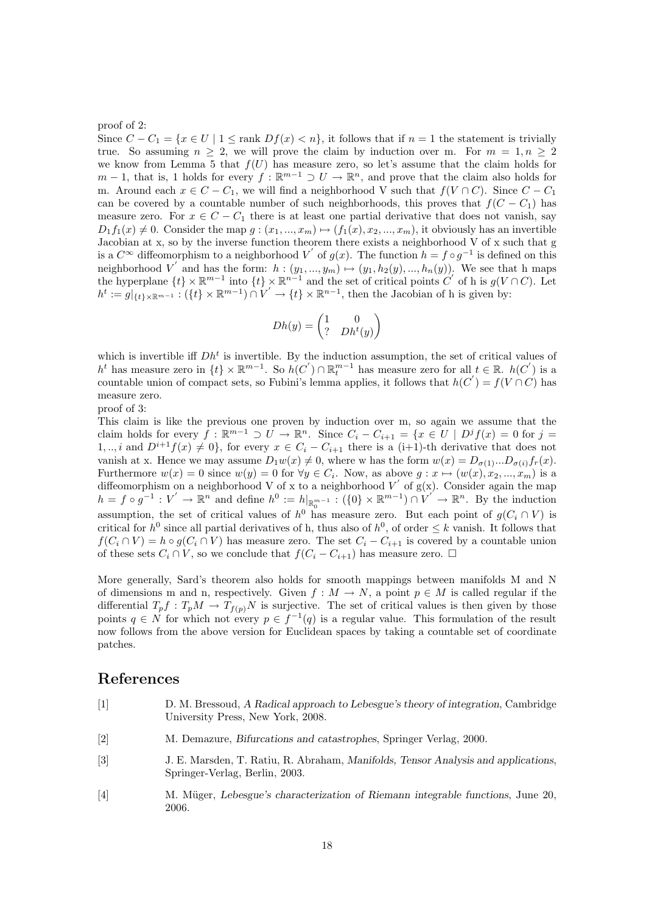proof of 2:
Since $C - C_1 = \{x \in U \mid 1 \leq \text{rank } Df(x) < n\}$, it follows that if $n = 1$ the statement is trivially true. So assuming $n \geq 2$, we will prove the claim by induction over m. For $m = 1, n \geq 2$ we know from Lemma 5 that $f(U)$ has measure zero, so let's assume that the claim holds for $m-1$, that is, 1 holds for every $f : \mathbb{R}^{m-1} \supset U \to \mathbb{R}^n$, and prove that the claim also holds for m. Around each $x \in C - C_1$, we will find a neighborhood V such that $f(V \cap C)$. Since $C - C_1$ can be covered by a countable number of such neighborhoods, this proves that $f(C - C_1)$ has measure zero. For $x \in C - C_1$ there is at least one partial derivative that does not vanish, say $D_1 f_1(x) \neq 0$. Consider the map $g : (x_1, ..., x_m) \mapsto (f_1(x), x_2, ..., x_m)$, it obviously has an invertible Jacobian at x, so by the inverse function theorem there exists a neighborhood V of x such that g is a $C^\infty$ diffeomorphism to a neighborhood $V'$ of $g(x)$. The function $h = f \circ g^{-1}$ is defined on this neighborhood $V'$ and has the form: $h : (y_1, ..., y_m) \mapsto (y_1, h_2(y), ..., h_n(y))$. We see that h maps the hyperplane $\{t\} \times \mathbb{R}^{m-1}$ into $\{t\} \times \mathbb{R}^{n-1}$ and the set of critical points $C'$ of h is $g(V \cap C)$. Let $h^t := g|_{\{t\} \times \mathbb{R}^{m-1}} : (\{t\} \times \mathbb{R}^{m-1}) \cap V' \to \{t\} \times \mathbb{R}^{n-1}$, then the Jacobian of h is given by:

$$Dh(y) = \begin{pmatrix} 1 & 0 \\ ? & Dh^t(y) \end{pmatrix}$$

which is invertible iff $Dh^t$ is invertible. By the induction assumption, the set of critical values of $h^t$ has measure zero in $\{t\} \times \mathbb{R}^{m-1}$. So $h(C') \cap \mathbb{R}_t^{m-1}$ has measure zero for all $t \in \mathbb{R}$. $h(C')$ is a countable union of compact sets, so Fubini's lemma applies, it follows that $h(C') = f(V \cap C)$ has measure zero.

proof of 3:
This claim is like the previous one proven by induction over m, so again we assume that the claim holds for every $f : \mathbb{R}^{m-1} \supset U \to \mathbb{R}^n$. Since $C_i - C_{i+1} = \{x \in U \mid D^j f(x) = 0 \text{ for } j = 1, .., i \text{ and } D^{i+1} f(x) \neq 0\}$, for every $x \in C_i - C_{i+1}$ there is a (i+1)-th derivative that does not vanish at x. Hence we may assume $D_1 w(x) \neq 0$, where w has the form $w(x) = D_{\sigma(1)} ... D_{\sigma(i)} f_r(x)$. Furthermore $w(x) = 0$ since $w(y) = 0$ for $\forall y \in C_i$. Now, as above $g : x \mapsto (w(x), x_2, ..., x_m)$ is a diffeomorphism on a neighborhood V of x to a neighborhood $V'$ of g(x). Consider again the map $h = f \circ g^{-1} : V' \to \mathbb{R}^n$ and define $h^0 := h|_{\mathbb{R}_0^{m-1}} : (\{0\} \times \mathbb{R}^{m-1}) \cap V' \to \mathbb{R}^n$. By the induction assumption, the set of critical values of $h^0$ has measure zero. But each point of $g(C_i \cap V)$ is critical for $h^0$ since all partial derivatives of h, thus also of $h^0$, of order $\leq k$ vanish. It follows that $f(C_i \cap V) = h \circ g(C_i \cap V)$ has measure zero. The set $C_i - C_{i+1}$ is covered by a countable union of these sets $C_i \cap V$, so we conclude that $f(C_i - C_{i+1})$ has measure zero. □

More generally, Sard's theorem also holds for smooth mappings between manifolds M and N of dimensions m and n, respectively. Given $f : M \to N$, a point $p \in M$ is called regular if the differential $T_p f : T_p M \to T_{f(p)} N$ is surjective. The set of critical values is then given by those points $q \in N$ for which not every $p \in f^{-1}(q)$ is a regular value. This formulation of the result now follows from the above version for Euclidean spaces by taking a countable set of coordinate patches.

# References

[1] D. M. Bressoud, *A Radical approach to Lebesgue's theory of integration*, Cambridge University Press, New York, 2008.

[2] M. Demazure, *Bifurcations and catastrophes*, Springer Verlag, 2000.

[3] J. E. Marsden, T. Ratiu, R. Abraham, *Manifolds, Tensor Analysis and applications*, Springer-Verlag, Berlin, 2003.

[4] M. Müger, *Lebesgue's characterization of Riemann integrable functions*, June 20, 2006.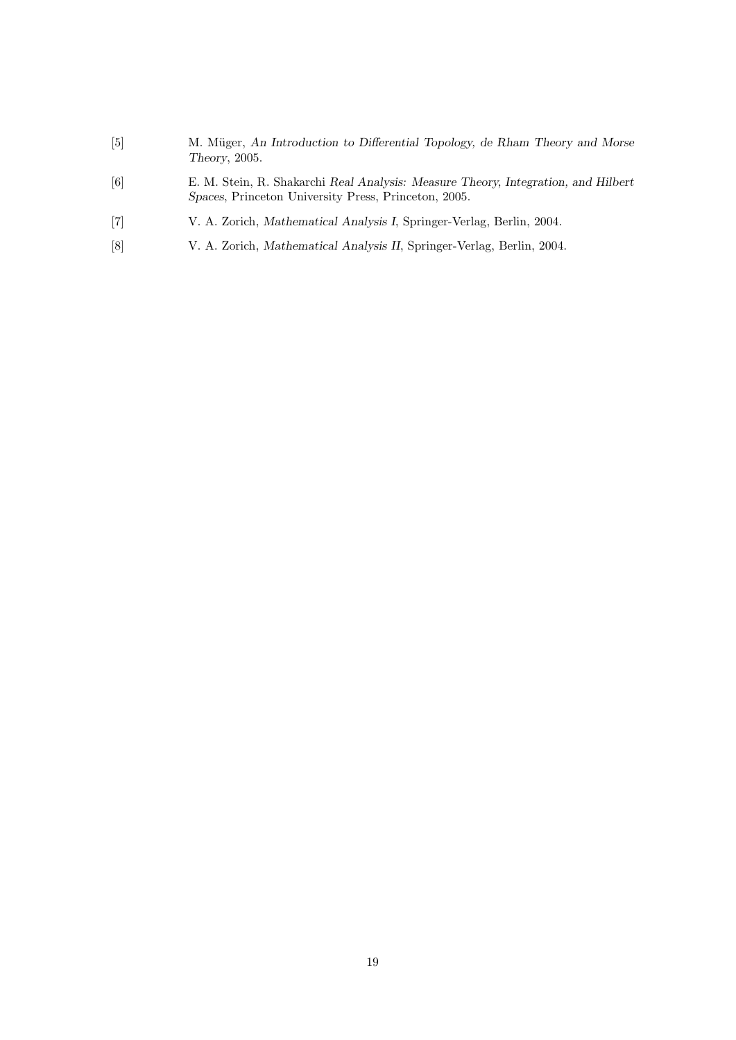[5] M. Müger, *An Introduction to Differential Topology, de Rham Theory and Morse Theory*, 2005.

[6] E. M. Stein, R. Shakarchi *Real Analysis: Measure Theory, Integration, and Hilbert Spaces*, Princeton University Press, Princeton, 2005.

[7] V. A. Zorich, *Mathematical Analysis I*, Springer-Verlag, Berlin, 2004.

[8] V. A. Zorich, *Mathematical Analysis II*, Springer-Verlag, Berlin, 2004.